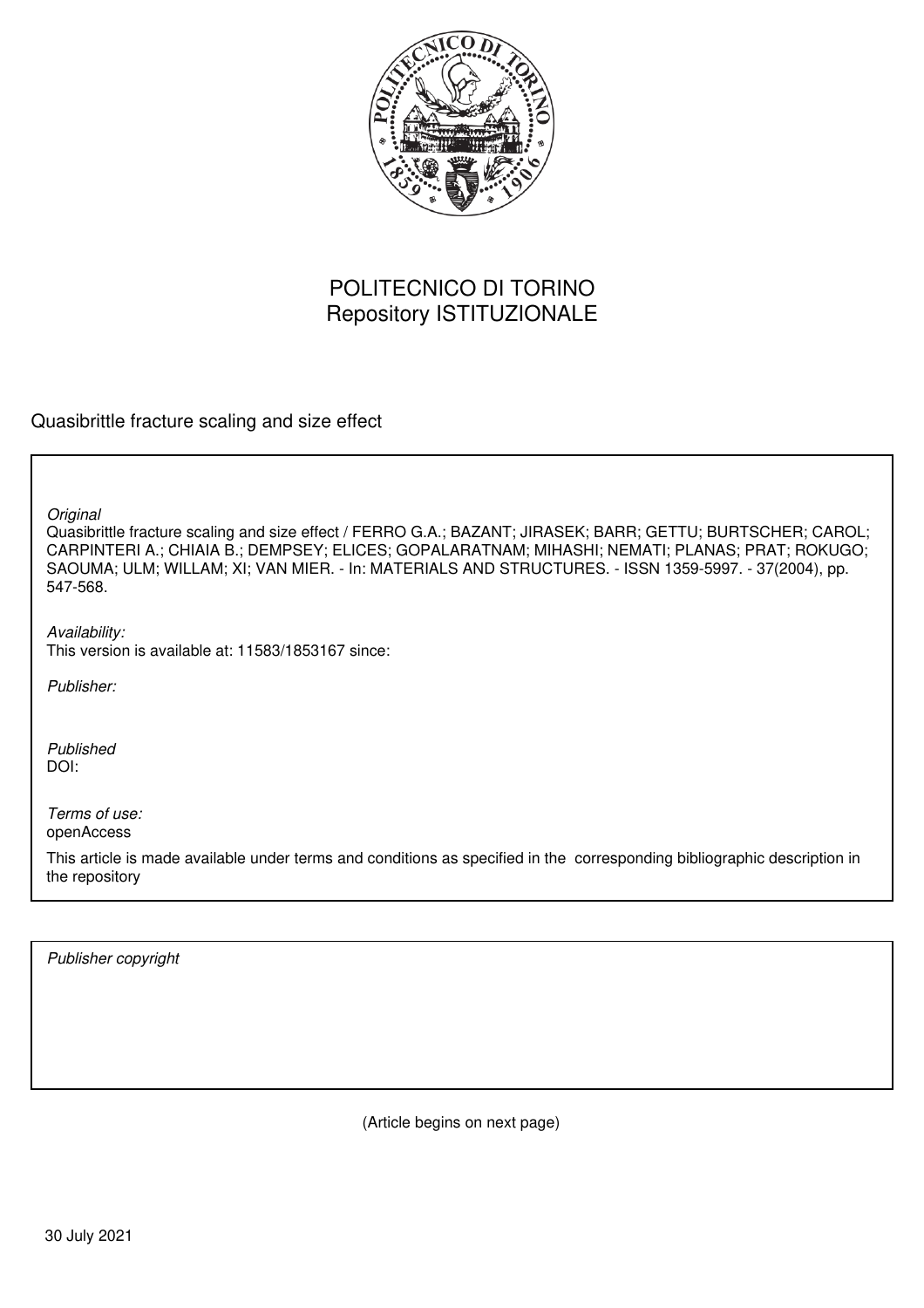POLITECNICO DI TORINO
Repository ISTITUZIONALE

Quasibrittle fracture scaling and size effect

*Original*
Quasibrittle fracture scaling and size effect / FERRO G.A.; BAZANT; JIRASEK; BARR; GETTU; BURTSCHER; CAROL; CARPINTERI A.; CHIAIA B.; DEMPSEY; ELICES; GOPALARATNAM; MIHASHI; NEMATI; PLANAS; PRAT; ROKUGO; SAOUMA; ULM; WILLAM; XI; VAN MIER. - In: MATERIALS AND STRUCTURES. - ISSN 1359-5997. - 37(2004), pp. 547-568.

*Availability:*
This version is available at: 11583/1853167 since:

*Publisher:*

*Published*
DOI:

*Terms of use:*
openAccess

This article is made available under terms and conditions as specified in the corresponding bibliographic description in the repository

*Publisher copyright*

(Article begins on next page)

30 July 2021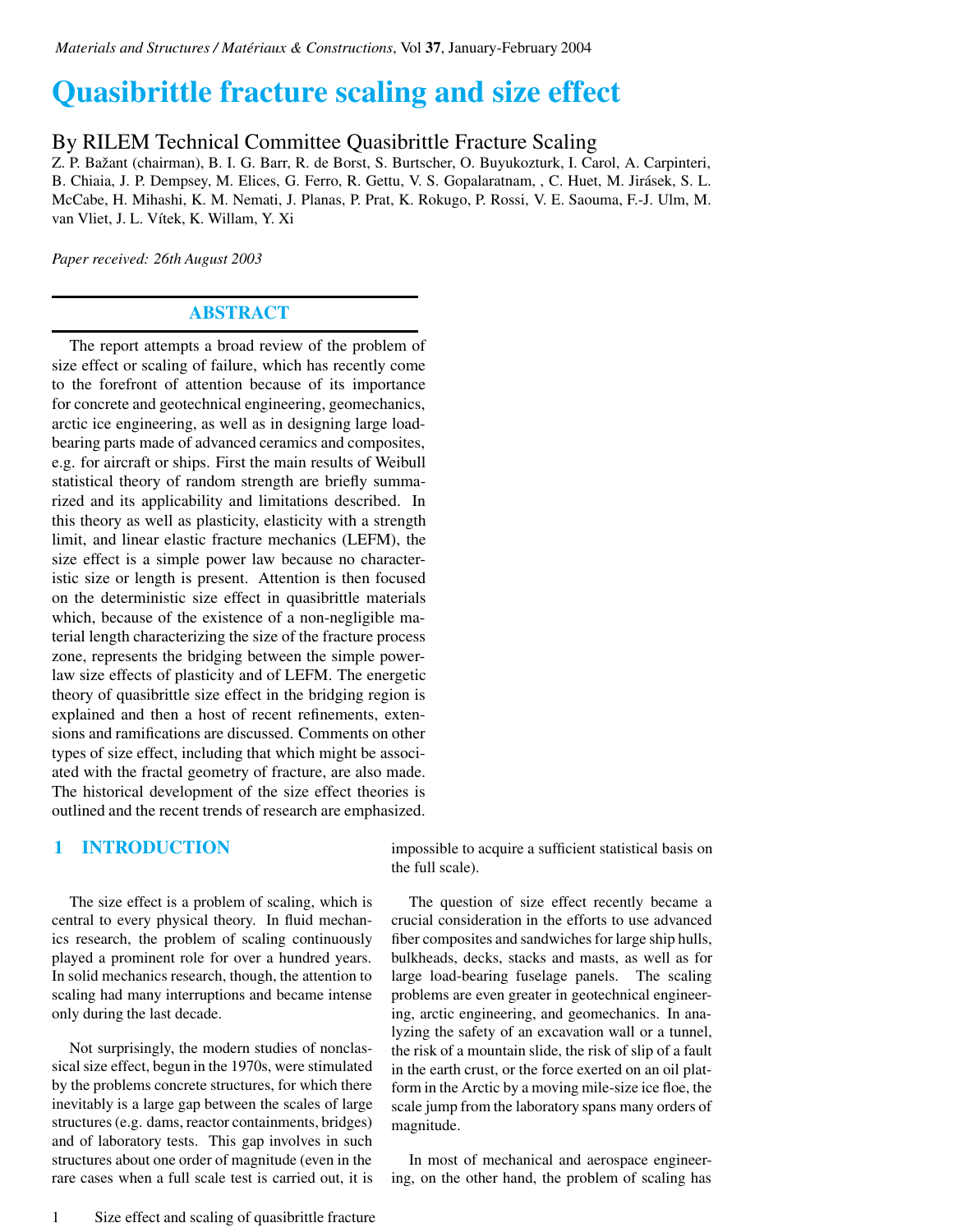# Quasibrittle fracture scaling and size effect

By RILEM Technical Committee Quasibrittle Fracture Scaling

Z. P. Bažant (chairman), B. I. G. Barr, R. de Borst, S. Burtscher, O. Buyukozturk, I. Carol, A. Carpinteri, B. Chiaia, J. P. Dempsey, M. Elices, G. Ferro, R. Gettu, V. S. Gopalaratnam, , C. Huet, M. Jirásek, S. L. McCabe, H. Mihashi, K. M. Nemati, J. Planas, P. Prat, K. Rokugo, P. Rossi, V. E. Saouma, F.-J. Ulm, M. van Vliet, J. L. Vítek, K. Willam, Y. Xi

*Paper received: 26th August 2003*

## ABSTRACT

The report attempts a broad review of the problem of size effect or scaling of failure, which has recently come to the forefront of attention because of its importance for concrete and geotechnical engineering, geomechanics, arctic ice engineering, as well as in designing large load-bearing parts made of advanced ceramics and composites, e.g. for aircraft or ships. First the main results of Weibull statistical theory of random strength are briefly summarized and its applicability and limitations described. In this theory as well as plasticity, elasticity with a strength limit, and linear elastic fracture mechanics (LEFM), the size effect is a simple power law because no characteristic size or length is present. Attention is then focused on the deterministic size effect in quasibrittle materials which, because of the existence of a non-negligible material length characterizing the size of the fracture process zone, represents the bridging between the simple power-law size effects of plasticity and of LEFM. The energetic theory of quasibrittle size effect in the bridging region is explained and then a host of recent refinements, extensions and ramifications are discussed. Comments on other types of size effect, including that which might be associated with the fractal geometry of fracture, are also made. The historical development of the size effect theories is outlined and the recent trends of research are emphasized.

## 1 INTRODUCTION

The size effect is a problem of scaling, which is central to every physical theory. In fluid mechanics research, the problem of scaling continuously played a prominent role for over a hundred years. In solid mechanics research, though, the attention to scaling had many interruptions and became intense only during the last decade.

Not surprisingly, the modern studies of nonclassical size effect, begun in the 1970s, were stimulated by the problems concrete structures, for which there inevitably is a large gap between the scales of large structures (e.g. dams, reactor containments, bridges) and of laboratory tests. This gap involves in such structures about one order of magnitude (even in the rare cases when a full scale test is carried out, it is impossible to acquire a sufficient statistical basis on the full scale).

The question of size effect recently became a crucial consideration in the efforts to use advanced fiber composites and sandwiches for large ship hulls, bulkheads, decks, stacks and masts, as well as for large load-bearing fuselage panels. The scaling problems are even greater in geotechnical engineering, arctic engineering, and geomechanics. In analyzing the safety of an excavation wall or a tunnel, the risk of a mountain slide, the risk of slip of a fault in the earth crust, or the force exerted on an oil platform in the Arctic by a moving mile-size ice floe, the scale jump from the laboratory spans many orders of magnitude.

In most of mechanical and aerospace engineering, on the other hand, the problem of scaling has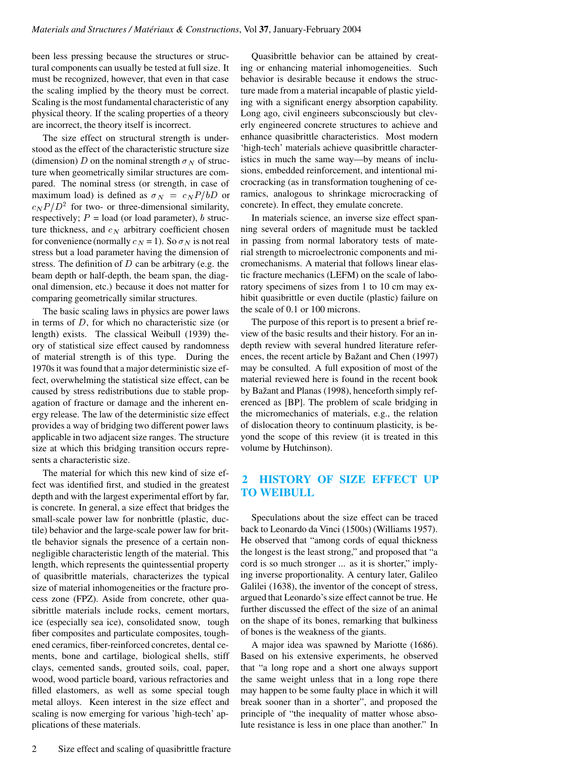been less pressing because the structures or structural components can usually be tested at full size. It must be recognized, however, that even in that case the scaling implied by the theory must be correct. Scaling is the most fundamental characteristic of any physical theory. If the scaling properties of a theory are incorrect, the theory itself is incorrect.

The size effect on structural strength is understood as the effect of the characteristic structure size (dimension) $D$ on the nominal strength $\sigma_N$ of structure when geometrically similar structures are compared. The nominal stress (or strength, in case of maximum load) is defined as $\sigma_N = c_N P/bD$ or $c_N P/D^2$ for two- or three-dimensional similarity, respectively; $P$ = load (or load parameter), $b$ structure thickness, and $c_N$ arbitrary coefficient chosen for convenience (normally $c_N = 1$). So $\sigma_N$ is not real stress but a load parameter having the dimension of stress. The definition of $D$ can be arbitrary (e.g. the beam depth or half-depth, the beam span, the diagonal dimension, etc.) because it does not matter for comparing geometrically similar structures.

The basic scaling laws in physics are power laws in terms of $D$, for which no characteristic size (or length) exists. The classical Weibull (1939) theory of statistical size effect caused by randomness of material strength is of this type. During the 1970s it was found that a major deterministic size effect, overwhelming the statistical size effect, can be caused by stress redistributions due to stable propagation of fracture or damage and the inherent energy release. The law of the deterministic size effect provides a way of bridging two different power laws applicable in two adjacent size ranges. The structure size at which this bridging transition occurs represents a characteristic size.

The material for which this new kind of size effect was identified first, and studied in the greatest depth and with the largest experimental effort by far, is concrete. In general, a size effect that bridges the small-scale power law for nonbrittle (plastic, ductile) behavior and the large-scale power law for brittle behavior signals the presence of a certain non-negligible characteristic length of the material. This length, which represents the quintessential property of quasibrittle materials, characterizes the typical size of material inhomogeneities or the fracture process zone (FPZ). Aside from concrete, other quasibrittle materials include rocks, cement mortars, ice (especially sea ice), consolidated snow, tough fiber composites and particulate composites, toughened ceramics, fiber-reinforced concretes, dental cements, bone and cartilage, biological shells, stiff clays, cemented sands, grouted soils, coal, paper, wood, wood particle board, various refractories and filled elastomers, as well as some special tough metal alloys. Keen interest in the size effect and scaling is now emerging for various 'high-tech' applications of these materials.

Quasibrittle behavior can be attained by creating or enhancing material inhomogeneities. Such behavior is desirable because it endows the structure made from a material incapable of plastic yielding with a significant energy absorption capability. Long ago, civil engineers subconsciously but cleverly engineered concrete structures to achieve and enhance quasibrittle characteristics. Most modern 'high-tech' materials achieve quasibrittle characteristics in much the same way—by means of inclusions, embedded reinforcement, and intentional microcracking (as in transformation toughening of ceramics, analogous to shrinkage microcracking of concrete). In effect, they emulate concrete.

In materials science, an inverse size effect spanning several orders of magnitude must be tackled in passing from normal laboratory tests of material strength to microelectronic components and micromechanisms. A material that follows linear elastic fracture mechanics (LEFM) on the scale of laboratory specimens of sizes from 1 to 10 cm may exhibit quasibrittle or even ductile (plastic) failure on the scale of 0.1 or 100 microns.

The purpose of this report is to present a brief review of the basic results and their history. For an in-depth review with several hundred literature references, the recent article by Bažant and Chen (1997) may be consulted. A full exposition of most of the material reviewed here is found in the recent book by Bažant and Planas (1998), henceforth simply referenced as [BP]. The problem of scale bridging in the micromechanics of materials, e.g., the relation of dislocation theory to continuum plasticity, is beyond the scope of this review (it is treated in this volume by Hutchinson).

## 2 HISTORY OF SIZE EFFECT UP TO WEIBULL

Speculations about the size effect can be traced back to Leonardo da Vinci (1500s) (Williams 1957). He observed that "among cords of equal thickness the longest is the least strong," and proposed that "a cord is so much stronger ... as it is shorter," implying inverse proportionality. A century later, Galileo Galilei (1638), the inventor of the concept of stress, argued that Leonardo's size effect cannot be true. He further discussed the effect of the size of an animal on the shape of its bones, remarking that bulkiness of bones is the weakness of the giants.

A major idea was spawned by Mariotte (1686). Based on his extensive experiments, he observed that "a long rope and a short one always support the same weight unless that in a long rope there may happen to be some faulty place in which it will break sooner than in a shorter", and proposed the principle of "the inequality of matter whose absolute resistance is less in one place than another." In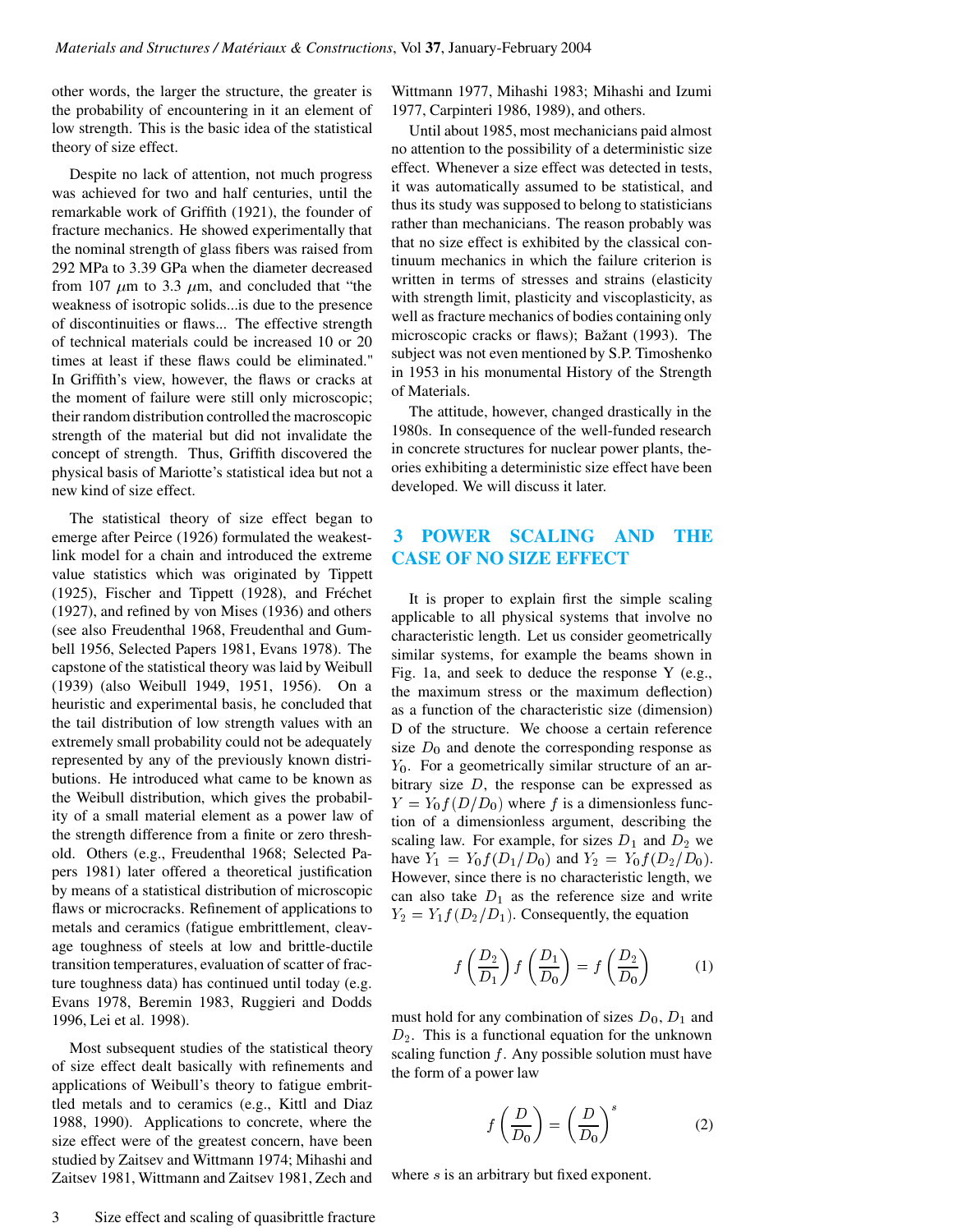other words, the larger the structure, the greater is the probability of encountering in it an element of low strength. This is the basic idea of the statistical theory of size effect.

Despite no lack of attention, not much progress was achieved for two and half centuries, until the remarkable work of Griffith (1921), the founder of fracture mechanics. He showed experimentally that the nominal strength of glass fibers was raised from 292 MPa to 3.39 GPa when the diameter decreased from 107 $\mu$m to 3.3 $\mu$m, and concluded that "the weakness of isotropic solids...is due to the presence of discontinuities or flaws... The effective strength of technical materials could be increased 10 or 20 times at least if these flaws could be eliminated." In Griffith's view, however, the flaws or cracks at the moment of failure were still only microscopic; their random distribution controlled the macroscopic strength of the material but did not invalidate the concept of strength. Thus, Griffith discovered the physical basis of Mariotte's statistical idea but not a new kind of size effect.

The statistical theory of size effect began to emerge after Peirce (1926) formulated the weakest-link model for a chain and introduced the extreme value statistics which was originated by Tippett (1925), Fischer and Tippett (1928), and Fréchet (1927), and refined by von Mises (1936) and others (see also Freudenthal 1968, Freudenthal and Gumbell 1956, Selected Papers 1981, Evans 1978). The capstone of the statistical theory was laid by Weibull (1939) (also Weibull 1949, 1951, 1956). On a heuristic and experimental basis, he concluded that the tail distribution of low strength values with an extremely small probability could not be adequately represented by any of the previously known distributions. He introduced what came to be known as the Weibull distribution, which gives the probability of a small material element as a power law of the strength difference from a finite or zero threshold. Others (e.g., Freudenthal 1968; Selected Papers 1981) later offered a theoretical justification by means of a statistical distribution of microscopic flaws or microcracks. Refinement of applications to metals and ceramics (fatigue embrittlement, cleavage toughness of steels at low and brittle-ductile transition temperatures, evaluation of scatter of fracture toughness data) has continued until today (e.g. Evans 1978, Beremin 1983, Ruggieri and Dodds 1996, Lei et al. 1998).

Most subsequent studies of the statistical theory of size effect dealt basically with refinements and applications of Weibull's theory to fatigue embrittled metals and to ceramics (e.g., Kittl and Diaz 1988, 1990). Applications to concrete, where the size effect were of the greatest concern, have been studied by Zaitsev and Wittmann 1974; Mihashi and Zaitsev 1981, Wittmann and Zaitsev 1981, Zech and Wittmann 1977, Mihashi 1983; Mihashi and Izumi 1977, Carpinteri 1986, 1989), and others.

Until about 1985, most mechanicians paid almost no attention to the possibility of a deterministic size effect. Whenever a size effect was detected in tests, it was automatically assumed to be statistical, and thus its study was supposed to belong to statisticians rather than mechanicians. The reason probably was that no size effect is exhibited by the classical continuum mechanics in which the failure criterion is written in terms of stresses and strains (elasticity with strength limit, plasticity and viscoplasticity, as well as fracture mechanics of bodies containing only microscopic cracks or flaws); Bažant (1993). The subject was not even mentioned by S.P. Timoshenko in 1953 in his monumental History of the Strength of Materials.

The attitude, however, changed drastically in the 1980s. In consequence of the well-funded research in concrete structures for nuclear power plants, theories exhibiting a deterministic size effect have been developed. We will discuss it later.

## 3 POWER SCALING AND THE CASE OF NO SIZE EFFECT

It is proper to explain first the simple scaling applicable to all physical systems that involve no characteristic length. Let us consider geometrically similar systems, for example the beams shown in Fig. 1a, and seek to deduce the response Y (e.g., the maximum stress or the maximum deflection) as a function of the characteristic size (dimension) D of the structure. We choose a certain reference size $D_0$ and denote the corresponding response as $Y_0$. For a geometrically similar structure of an arbitrary size $D$, the response can be expressed as $Y = Y_0 f(D/D_0)$ where $f$ is a dimensionless function of a dimensionless argument, describing the scaling law. For example, for sizes $D_1$ and $D_2$ we have $Y_1 = Y_0 f(D_1/D_0)$ and $Y_2 = Y_0 f(D_2/D_0)$. However, since there is no characteristic length, we can also take $D_1$ as the reference size and write $Y_2 = Y_1 f(D_2/D_1)$. Consequently, the equation

$$f\left(\frac{D_2}{D_1}\right) f\left(\frac{D_1}{D_0}\right) = f\left(\frac{D_2}{D_0}\right) \tag{1}$$

must hold for any combination of sizes $D_0$, $D_1$ and $D_2$. This is a functional equation for the unknown scaling function $f$. Any possible solution must have the form of a power law

$$f\left(\frac{D}{D_0}\right) = \left(\frac{D}{D_0}\right)^s \tag{2}$$

where $s$ is an arbitrary but fixed exponent.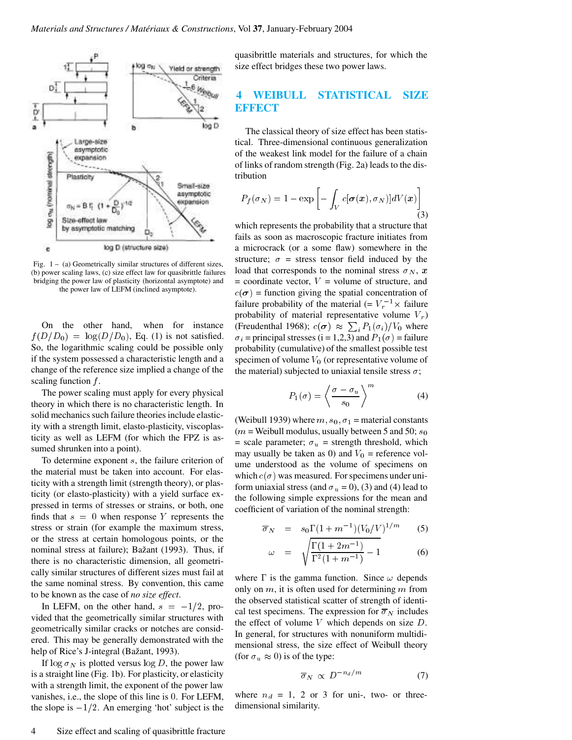Fig. 1 – (a) Geometrically similar structures of different sizes, (b) power scaling laws, (c) size effect law for quasibrittle failures bridging the power law of plasticity (horizontal asymptote) and the power law of LEFM (inclined asymptote).

On the other hand, when for instance $f(D/D_0) = \log(D/D_0)$, Eq. (1) is not satisfied. So, the logarithmic scaling could be possible only if the system possessed a characteristic length and a change of the reference size implied a change of the scaling function $f$.

The power scaling must apply for every physical theory in which there is no characteristic length. In solid mechanics such failure theories include elasticity with a strength limit, elasto-plasticity, viscoplasticity as well as LEFM (for which the FPZ is assumed shrunken into a point).

To determine exponent $s$, the failure criterion of the material must be taken into account. For elasticity with a strength limit (strength theory), or plasticity (or elasto-plasticity) with a yield surface expressed in terms of stresses or strains, or both, one finds that $s = 0$ when response $Y$ represents the stress or strain (for example the maximum stress, or the stress at certain homologous points, or the nominal stress at failure); Bažant (1993). Thus, if there is no characteristic dimension, all geometrically similar structures of different sizes must fail at the same nominal stress. By convention, this came to be known as the case of *no size effect*.

In LEFM, on the other hand, $s = -1/2$, provided that the geometrically similar structures with geometrically similar cracks or notches are considered. This may be generally demonstrated with the help of Rice's J-integral (Bažant, 1993).

If $\log \sigma_N$ is plotted versus $\log D$, the power law is a straight line (Fig. 1b). For plasticity, or elasticity with a strength limit, the exponent of the power law vanishes, i.e., the slope of this line is 0. For LEFM, the slope is $-1/2$. An emerging 'hot' subject is the quasibrittle materials and structures, for which the size effect bridges these two power laws.

## 4 WEIBULL STATISTICAL SIZE EFFECT

The classical theory of size effect has been statistical. Three-dimensional continuous generalization of the weakest link model for the failure of a chain of links of random strength (Fig. 2a) leads to the distribution

$$P_f(\sigma_N) = 1 - \exp\left[-\int_V c[\boldsymbol{\sigma}(\boldsymbol{x}), \sigma_N)]dV(\boldsymbol{x})\right] \quad (3)$$

which represents the probability that a structure that fails as soon as macroscopic fracture initiates from a microcrack (or a some flaw) somewhere in the structure; $\sigma$ = stress tensor field induced by the load that corresponds to the nominal stress $\sigma_N$, $\boldsymbol{x}$ = coordinate vector, $V$ = volume of structure, and $c(\boldsymbol{\sigma})$ = function giving the spatial concentration of failure probability of the material (= $V_r^{-1}\times$ failure probability of material representative volume $V_r$) (Freudenthal 1968); $c(\boldsymbol{\sigma}) \approx \sum_i P_1(\sigma_i)/V_0$ where $\sigma_i$ = principal stresses (i = 1,2,3) and $P_1(\sigma)$ = failure probability (cumulative) of the smallest possible test specimen of volume $V_0$ (or representative volume of the material) subjected to uniaxial tensile stress $\sigma$;

$$P_1(\sigma) = \left\langle \frac{\sigma - \sigma_u}{s_0} \right\rangle^m \quad (4)$$

(Weibull 1939) where $m, s_0, \sigma_1$ = material constants ($m$ = Weibull modulus, usually between 5 and 50; $s_0$ = scale parameter; $\sigma_u$ = strength threshold, which may usually be taken as 0) and $V_0$ = reference volume understood as the volume of specimens on which $c(\sigma)$ was measured. For specimens under uniform uniaxial stress (and $\sigma_u$ = 0), (3) and (4) lead to the following simple expressions for the mean and coefficient of variation of the nominal strength:

$$\overline{\sigma}_N = s_0\Gamma(1+m^{-1})(V_0/V)^{1/m} \quad (5)$$

$$\omega = \sqrt{\frac{\Gamma(1+2m^{-1})}{\Gamma^2(1+m^{-1})} - 1} \quad (6)$$

where $\Gamma$ is the gamma function. Since $\omega$ depends only on $m$, it is often used for determining $m$ from the observed statistical scatter of strength of identical test specimens. The expression for $\overline{\sigma}_N$ includes the effect of volume $V$ which depends on size $D$. In general, for structures with nonuniform multidimensional stress, the size effect of Weibull theory (for $\sigma_u \approx 0$) is of the type:

$$\overline{\sigma}_N \propto D^{-n_d/m} \quad (7)$$

where $n_d$ = 1, 2 or 3 for uni-, two- or three-dimensional similarity.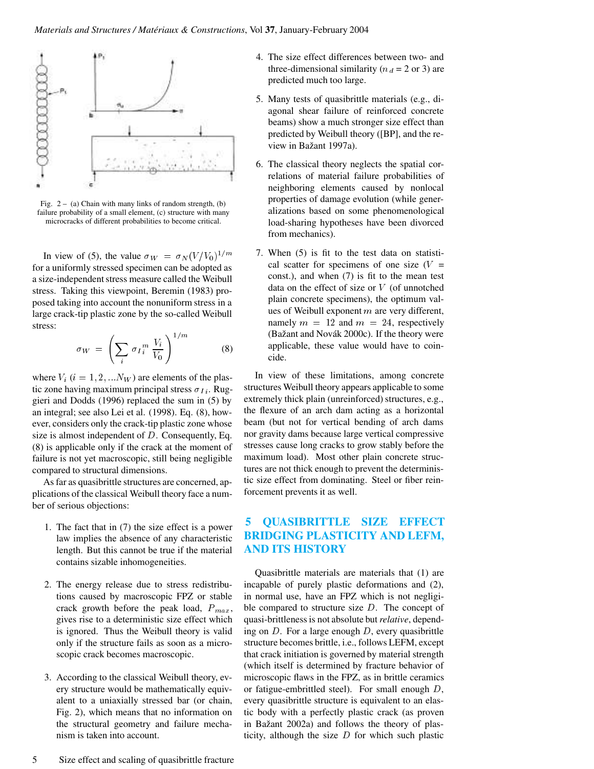Fig. 2 – (a) Chain with many links of random strength, (b) failure probability of a small element, (c) structure with many microcracks of different probabilities to become critical.

In view of (5), the value $\sigma_W = \sigma_N (V/V_0)^{1/m}$ for a uniformly stressed specimen can be adopted as a size-independent stress measure called the Weibull stress. Taking this viewpoint, Beremin (1983) proposed taking into account the nonuniform stress in a large crack-tip plastic zone by the so-called Weibull stress:

$$\sigma_W = \left( \sum_i \sigma_{I_i}^m \frac{V_i}{V_0} \right)^{1/m} \tag{8}$$

where $V_i$ ($i = 1, 2, ... N_W$) are elements of the plastic zone having maximum principal stress $\sigma_{I\,i}$. Ruggieri and Dodds (1996) replaced the sum in (5) by an integral; see also Lei et al. (1998). Eq. (8), however, considers only the crack-tip plastic zone whose size is almost independent of $D$. Consequently, Eq. (8) is applicable only if the crack at the moment of failure is not yet macroscopic, still being negligible compared to structural dimensions.

As far as quasibrittle structures are concerned, applications of the classical Weibull theory face a number of serious objections:

1. The fact that in (7) the size effect is a power law implies the absence of any characteristic length. But this cannot be true if the material contains sizable inhomogeneities.

2. The energy release due to stress redistributions caused by macroscopic FPZ or stable crack growth before the peak load, $P_{max}$, gives rise to a deterministic size effect which is ignored. Thus the Weibull theory is valid only if the structure fails as soon as a microscopic crack becomes macroscopic.

3. According to the classical Weibull theory, every structure would be mathematically equivalent to a uniaxially stressed bar (or chain, Fig. 2), which means that no information on the structural geometry and failure mechanism is taken into account.

4. The size effect differences between two- and three-dimensional similarity ($n_d$ = 2 or 3) are predicted much too large.

5. Many tests of quasibrittle materials (e.g., diagonal shear failure of reinforced concrete beams) show a much stronger size effect than predicted by Weibull theory ([BP], and the review in Bažant 1997a).

6. The classical theory neglects the spatial correlations of material failure probabilities of neighboring elements caused by nonlocal properties of damage evolution (while generalizations based on some phenomenological load-sharing hypotheses have been divorced from mechanics).

7. When (5) is fit to the test data on statistical scatter for specimens of one size ($V$ = const.), and when (7) is fit to the mean test data on the effect of size or $V$ (of unnotched plain concrete specimens), the optimum values of Weibull exponent $m$ are very different, namely $m = 12$ and $m = 24$, respectively (Bažant and Novák 2000c). If the theory were applicable, these value would have to coincide.

In view of these limitations, among concrete structures Weibull theory appears applicable to some extremely thick plain (unreinforced) structures, e.g., the flexure of an arch dam acting as a horizontal beam (but not for vertical bending of arch dams nor gravity dams because large vertical compressive stresses cause long cracks to grow stably before the maximum load). Most other plain concrete structures are not thick enough to prevent the deterministic size effect from dominating. Steel or fiber reinforcement prevents it as well.

## 5 QUASIBRITTLE SIZE EFFECT BRIDGING PLASTICITY AND LEFM, AND ITS HISTORY

Quasibrittle materials are materials that (1) are incapable of purely plastic deformations and (2), in normal use, have an FPZ which is not negligible compared to structure size $D$. The concept of quasi-brittleness is not absolute but *relative*, depending on $D$. For a large enough $D$, every quasibrittle structure becomes brittle, i.e., follows LEFM, except that crack initiation is governed by material strength (which itself is determined by fracture behavior of microscopic flaws in the FPZ, as in brittle ceramics or fatigue-embrittled steel). For small enough $D$, every quasibrittle structure is equivalent to an elastic body with a perfectly plastic crack (as proven in Bažant 2002a) and follows the theory of plasticity, although the size $D$ for which such plastic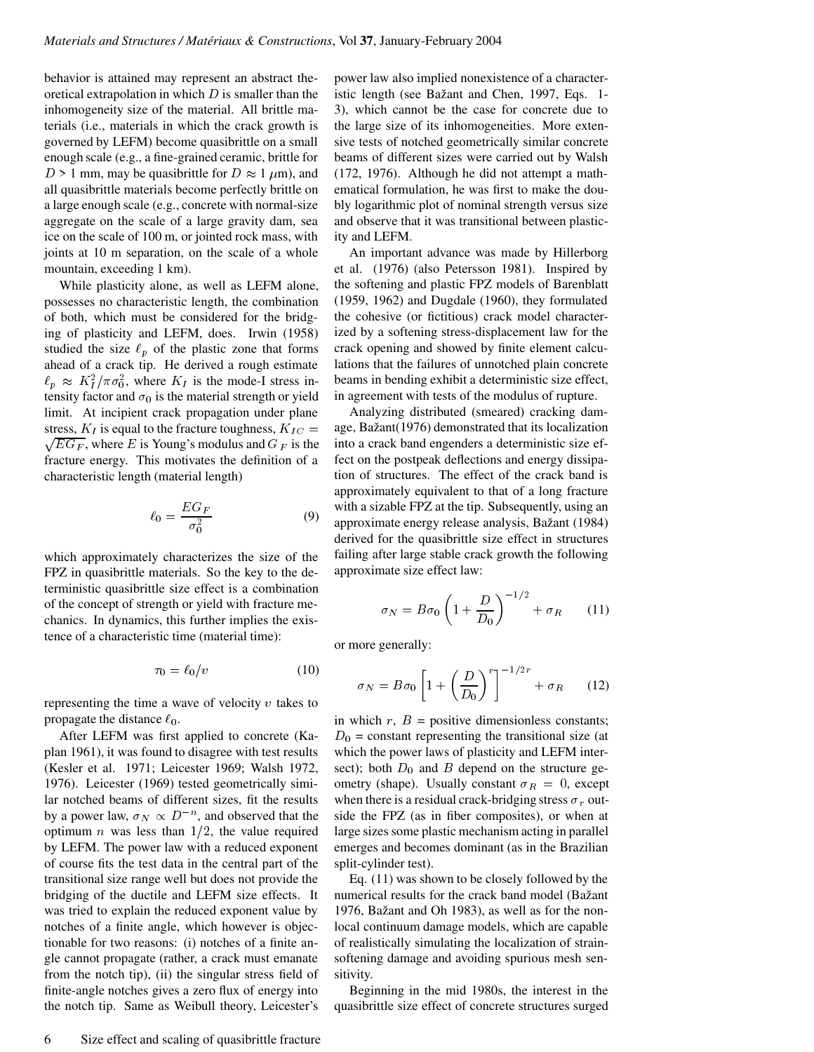behavior is attained may represent an abstract theoretical extrapolation in which $D$ is smaller than the inhomogeneity size of the material. All brittle materials (i.e., materials in which the crack growth is governed by LEFM) become quasibrittle on a small enough scale (e.g., a fine-grained ceramic, brittle for $D > 1$ mm, may be quasibrittle for $D \approx 1$ $\mu$m), and all quasibrittle materials become perfectly brittle on a large enough scale (e.g., concrete with normal-size aggregate on the scale of a large gravity dam, sea ice on the scale of 100 m, or jointed rock mass, with joints at 10 m separation, on the scale of a whole mountain, exceeding 1 km).

While plasticity alone, as well as LEFM alone, possesses no characteristic length, the combination of both, which must be considered for the bridging of plasticity and LEFM, does. Irwin (1958) studied the size $\ell_p$ of the plastic zone that forms ahead of a crack tip. He derived a rough estimate $\ell_p \approx K_I^2/\pi\sigma_0^2$, where $K_I$ is the mode-I stress intensity factor and $\sigma_0$ is the material strength or yield limit. At incipient crack propagation under plane stress, $K_I$ is equal to the fracture toughness, $K_{IC} = \sqrt{EG_F}$, where $E$ is Young's modulus and $G_F$ is the fracture energy. This motivates the definition of a characteristic length (material length)

$$\ell_0 = \frac{EG_F}{\sigma_0^2} \tag{9}$$

which approximately characterizes the size of the FPZ in quasibrittle materials. So the key to the deterministic quasibrittle size effect is a combination of the concept of strength or yield with fracture mechanics. In dynamics, this further implies the existence of a characteristic time (material time):

$$\tau_0 = \ell_0/v \tag{10}$$

representing the time a wave of velocity $v$ takes to propagate the distance $\ell_0$.

After LEFM was first applied to concrete (Kaplan 1961), it was found to disagree with test results (Kesler et al. 1971; Leicester 1969; Walsh 1972, 1976). Leicester (1969) tested geometrically similar notched beams of different sizes, fit the results by a power law, $\sigma_N \propto D^{-n}$, and observed that the optimum $n$ was less than $1/2$, the value required by LEFM. The power law with a reduced exponent of course fits the test data in the central part of the transitional size range well but does not provide the bridging of the ductile and LEFM size effects. It was tried to explain the reduced exponent value by notches of a finite angle, which however is objectionable for two reasons: (i) notches of a finite angle cannot propagate (rather, a crack must emanate from the notch tip), (ii) the singular stress field of finite-angle notches gives a zero flux of energy into the notch tip. Same as Weibull theory, Leicester's power law also implied nonexistence of a characteristic length (see Bažant and Chen, 1997, Eqs. 1-3), which cannot be the case for concrete due to the large size of its inhomogeneities. More extensive tests of notched geometrically similar concrete beams of different sizes were carried out by Walsh (172, 1976). Although he did not attempt a mathematical formulation, he was first to make the doubly logarithmic plot of nominal strength versus size and observe that it was transitional between plasticity and LEFM.

An important advance was made by Hillerborg et al. (1976) (also Petersson 1981). Inspired by the softening and plastic FPZ models of Barenblatt (1959, 1962) and Dugdale (1960), they formulated the cohesive (or fictitious) crack model characterized by a softening stress-displacement law for the crack opening and showed by finite element calculations that the failures of unnotched plain concrete beams in bending exhibit a deterministic size effect, in agreement with tests of the modulus of rupture.

Analyzing distributed (smeared) cracking damage, Bažant(1976) demonstrated that its localization into a crack band engenders a deterministic size effect on the postpeak deflections and energy dissipation of structures. The effect of the crack band is approximately equivalent to that of a long fracture with a sizable FPZ at the tip. Subsequently, using an approximate energy release analysis, Bažant (1984) derived for the quasibrittle size effect in structures failing after large stable crack growth the following approximate size effect law:

$$\sigma_N = B\sigma_0 \left(1 + \frac{D}{D_0}\right)^{-1/2} + \sigma_R \tag{11}$$

or more generally:

$$\sigma_N = B\sigma_0 \left[1 + \left(\frac{D}{D_0}\right)^r\right]^{-1/2r} + \sigma_R \tag{12}$$

in which $r$, $B$ = positive dimensionless constants; $D_0$ = constant representing the transitional size (at which the power laws of plasticity and LEFM intersect); both $D_0$ and $B$ depend on the structure geometry (shape). Usually constant $\sigma_R = 0$, except when there is a residual crack-bridging stress $\sigma_r$ outside the FPZ (as in fiber composites), or when at large sizes some plastic mechanism acting in parallel emerges and becomes dominant (as in the Brazilian split-cylinder test).

Eq. (11) was shown to be closely followed by the numerical results for the crack band model (Bažant 1976, Bažant and Oh 1983), as well as for the nonlocal continuum damage models, which are capable of realistically simulating the localization of strain-softening damage and avoiding spurious mesh sensitivity.

Beginning in the mid 1980s, the interest in the quasibrittle size effect of concrete structures surged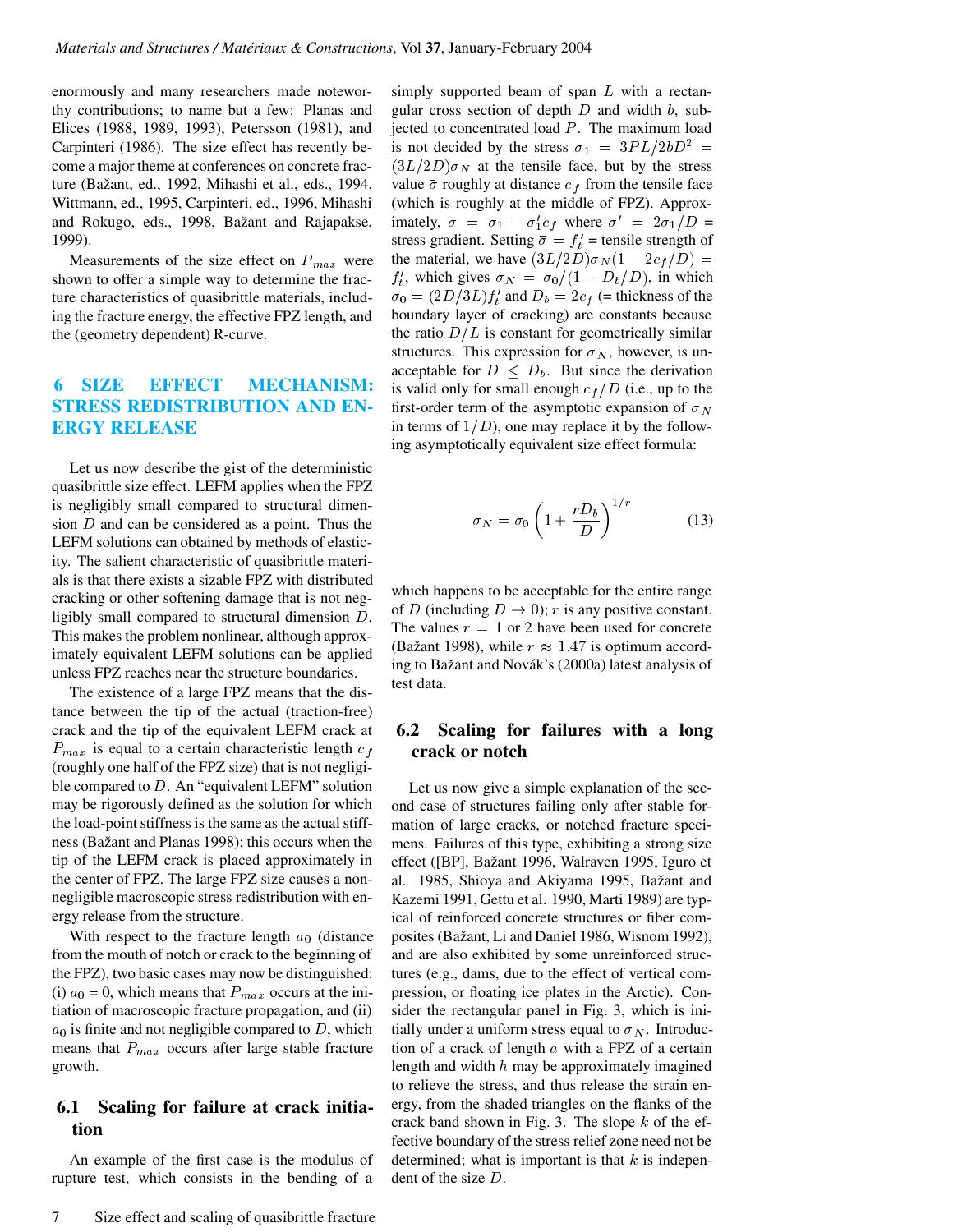enormously and many researchers made noteworthy contributions; to name but a few: Planas and Elices (1988, 1989, 1993), Petersson (1981), and Carpinteri (1986). The size effect has recently become a major theme at conferences on concrete fracture (Bažant, ed., 1992, Mihashi et al., eds., 1994, Wittmann, ed., 1995, Carpinteri, ed., 1996, Mihashi and Rokugo, eds., 1998, Bažant and Rajapakse, 1999).

Measurements of the size effect on $P_{max}$ were shown to offer a simple way to determine the fracture characteristics of quasibrittle materials, including the fracture energy, the effective FPZ length, and the (geometry dependent) R-curve.

## 6 SIZE EFFECT MECHANISM: STRESS REDISTRIBUTION AND ENERGY RELEASE

Let us now describe the gist of the deterministic quasibrittle size effect. LEFM applies when the FPZ is negligibly small compared to structural dimension $D$ and can be considered as a point. Thus the LEFM solutions can obtained by methods of elasticity. The salient characteristic of quasibrittle materials is that there exists a sizable FPZ with distributed cracking or other softening damage that is not negligibly small compared to structural dimension $D$. This makes the problem nonlinear, although approximately equivalent LEFM solutions can be applied unless FPZ reaches near the structure boundaries.

The existence of a large FPZ means that the distance between the tip of the actual (traction-free) crack and the tip of the equivalent LEFM crack at $P_{max}$ is equal to a certain characteristic length $c_f$ (roughly one half of the FPZ size) that is not negligible compared to $D$. An "equivalent LEFM" solution may be rigorously defined as the solution for which the load-point stiffness is the same as the actual stiffness (Bažant and Planas 1998); this occurs when the tip of the LEFM crack is placed approximately in the center of FPZ. The large FPZ size causes a nonnegligible macroscopic stress redistribution with energy release from the structure.

With respect to the fracture length $a_0$ (distance from the mouth of notch or crack to the beginning of the FPZ), two basic cases may now be distinguished: (i) $a_0 = 0$, which means that $P_{max}$ occurs at the initiation of macroscopic fracture propagation, and (ii) $a_0$ is finite and not negligible compared to $D$, which means that $P_{max}$ occurs after large stable fracture growth.

### 6.1 Scaling for failure at crack initiation

An example of the first case is the modulus of rupture test, which consists in the bending of a simply supported beam of span $L$ with a rectangular cross section of depth $D$ and width $b$, subjected to concentrated load $P$. The maximum load is not decided by the stress $\sigma_1 = 3PL/2bD^2 = (3L/2D)\sigma_N$ at the tensile face, but by the stress value $\bar{\sigma}$ roughly at distance $c_f$ from the tensile face (which is roughly at the middle of FPZ). Approximately, $\bar{\sigma} = \sigma_1 - \sigma_1' c_f$ where $\sigma' = 2\sigma_1/D$ = stress gradient. Setting $\bar{\sigma} = f_t'$ = tensile strength of the material, we have $(3L/2D)\sigma_N(1 - 2c_f/D) = f_t'$, which gives $\sigma_N = \sigma_0/(1 - D_b/D)$, in which $\sigma_0 = (2D/3L)f_t'$ and $D_b = 2c_f$ (= thickness of the boundary layer of cracking) are constants because the ratio $D/L$ is constant for geometrically similar structures. This expression for $\sigma_N$, however, is unacceptable for $D \leq D_b$. But since the derivation is valid only for small enough $c_f/D$ (i.e., up to the first-order term of the asymptotic expansion of $\sigma_N$ in terms of $1/D$), one may replace it by the following asymptotically equivalent size effect formula:

$$\sigma_N = \sigma_0 \left( 1 + \frac{rD_b}{D} \right)^{1/r} \tag{13}$$

which happens to be acceptable for the entire range of $D$ (including $D \to 0$); $r$ is any positive constant. The values $r = 1$ or 2 have been used for concrete (Bažant 1998), while $r \approx 1.47$ is optimum according to Bažant and Novák's (2000a) latest analysis of test data.

### 6.2 Scaling for failures with a long crack or notch

Let us now give a simple explanation of the second case of structures failing only after stable formation of large cracks, or notched fracture specimens. Failures of this type, exhibiting a strong size effect ([BP], Bažant 1996, Walraven 1995, Iguro et al. 1985, Shioya and Akiyama 1995, Bažant and Kazemi 1991, Gettu et al. 1990, Marti 1989) are typical of reinforced concrete structures or fiber composites (Bažant, Li and Daniel 1986, Wisnom 1992), and are also exhibited by some unreinforced structures (e.g., dams, due to the effect of vertical compression, or floating ice plates in the Arctic). Consider the rectangular panel in Fig. 3, which is initially under a uniform stress equal to $\sigma_N$. Introduction of a crack of length $a$ with a FPZ of a certain length and width $h$ may be approximately imagined to relieve the stress, and thus release the strain energy, from the shaded triangles on the flanks of the crack band shown in Fig. 3. The slope $k$ of the effective boundary of the stress relief zone need not be determined; what is important is that $k$ is independent of the size $D$.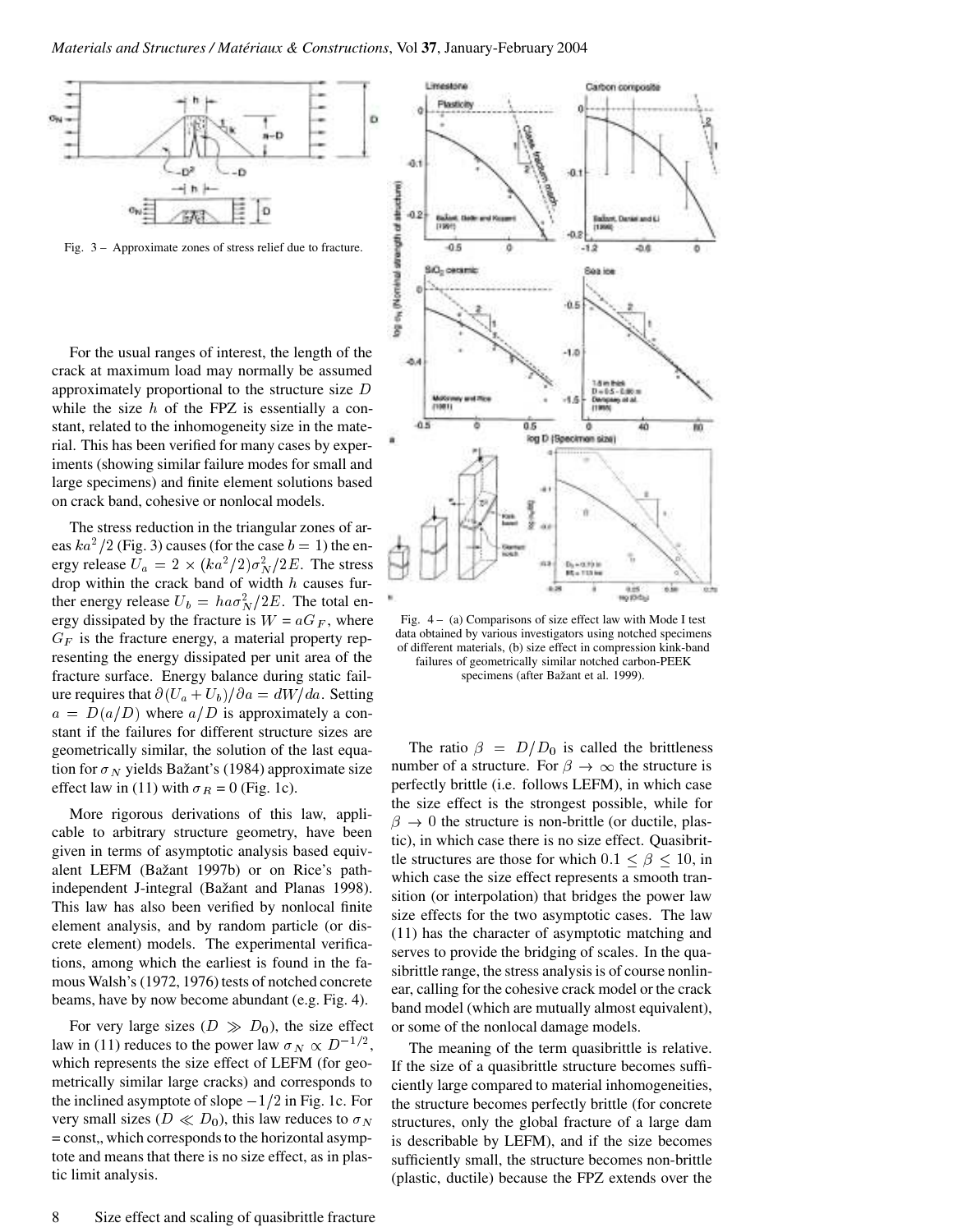Fig. 3 – Approximate zones of stress relief due to fracture.

For the usual ranges of interest, the length of the crack at maximum load may normally be assumed approximately proportional to the structure size $D$ while the size $h$ of the FPZ is essentially a constant, related to the inhomogeneity size in the material. This has been verified for many cases by experiments (showing similar failure modes for small and large specimens) and finite element solutions based on crack band, cohesive or nonlocal models.

The stress reduction in the triangular zones of areas $ka^2/2$ (Fig. 3) causes (for the case $b = 1$) the energy release $U_a = 2 \times (ka^2/2)\sigma_N^2/2E$. The stress drop within the crack band of width $h$ causes further energy release $U_b = ha\sigma_N^2/2E$. The total energy dissipated by the fracture is $W = aG_F$, where $G_F$ is the fracture energy, a material property representing the energy dissipated per unit area of the fracture surface. Energy balance during static failure requires that $\partial(U_a + U_b)/\partial a = dW/da$. Setting $a = D(a/D)$ where $a/D$ is approximately a constant if the failures for different structure sizes are geometrically similar, the solution of the last equation for $\sigma_N$ yields Bažant's (1984) approximate size effect law in (11) with $\sigma_R = 0$ (Fig. 1c).

More rigorous derivations of this law, applicable to arbitrary structure geometry, have been given in terms of asymptotic analysis based equivalent LEFM (Bažant 1997b) or on Rice's path-independent J-integral (Bažant and Planas 1998). This law has also been verified by nonlocal finite element analysis, and by random particle (or discrete element) models. The experimental verifications, among which the earliest is found in the famous Walsh's (1972, 1976) tests of notched concrete beams, have by now become abundant (e.g. Fig. 4).

For very large sizes ($D \gg D_0$), the size effect law in (11) reduces to the power law $\sigma_N \propto D^{-1/2}$, which represents the size effect of LEFM (for geometrically similar large cracks) and corresponds to the inclined asymptote of slope $-1/2$ in Fig. 1c. For very small sizes ($D \ll D_0$), this law reduces to $\sigma_N$ = const,, which corresponds to the horizontal asymptote and means that there is no size effect, as in plastic limit analysis.

Fig. 4 – (a) Comparisons of size effect law with Mode I test data obtained by various investigators using notched specimens of different materials, (b) size effect in compression kink-band failures of geometrically similar notched carbon-PEEK specimens (after Bažant et al. 1999).

The ratio $\beta = D/D_0$ is called the brittleness number of a structure. For $\beta \to \infty$ the structure is perfectly brittle (i.e. follows LEFM), in which case the size effect is the strongest possible, while for $\beta \to 0$ the structure is non-brittle (or ductile, plastic), in which case there is no size effect. Quasibrittle structures are those for which $0.1 \leq \beta \leq 10$, in which case the size effect represents a smooth transition (or interpolation) that bridges the power law size effects for the two asymptotic cases. The law (11) has the character of asymptotic matching and serves to provide the bridging of scales. In the quasibrittle range, the stress analysis is of course nonlinear, calling for the cohesive crack model or the crack band model (which are mutually almost equivalent), or some of the nonlocal damage models.

The meaning of the term quasibrittle is relative. If the size of a quasibrittle structure becomes sufficiently large compared to material inhomogeneities, the structure becomes perfectly brittle (for concrete structures, only the global fracture of a large dam is describable by LEFM), and if the size becomes sufficiently small, the structure becomes non-brittle (plastic, ductile) because the FPZ extends over the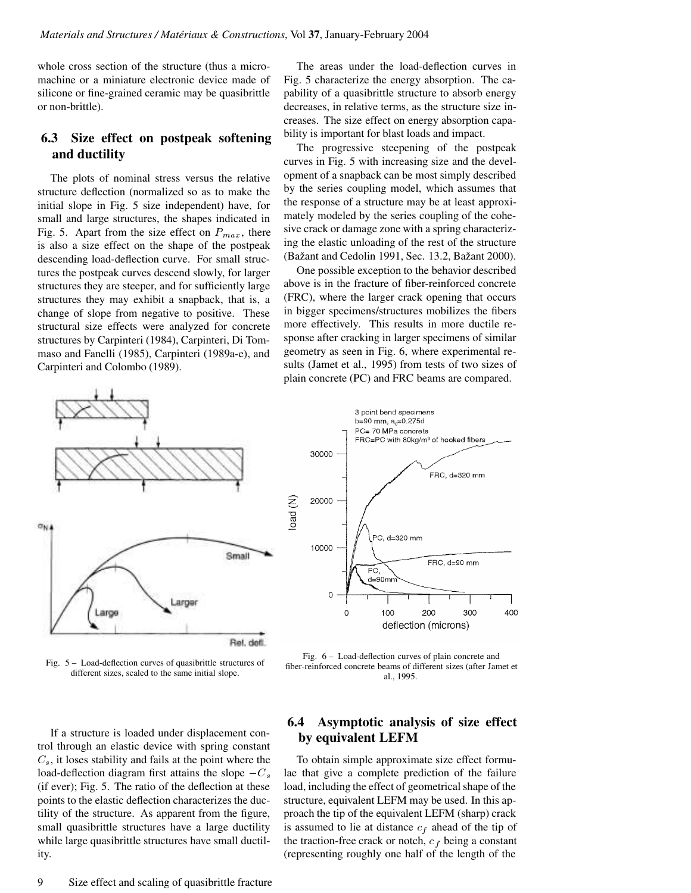whole cross section of the structure (thus a micro-machine or a miniature electronic device made of silicone or fine-grained ceramic may be quasibrittle or non-brittle).

## 6.3 Size effect on postpeak softening and ductility

The plots of nominal stress versus the relative structure deflection (normalized so as to make the initial slope in Fig. 5 size independent) have, for small and large structures, the shapes indicated in Fig. 5. Apart from the size effect on $P_{max}$, there is also a size effect on the shape of the postpeak descending load-deflection curve. For small structures the postpeak curves descend slowly, for larger structures they are steeper, and for sufficiently large structures they may exhibit a snapback, that is, a change of slope from negative to positive. These structural size effects were analyzed for concrete structures by Carpinteri (1984), Carpinteri, Di Tommaso and Fanelli (1985), Carpinteri (1989a-e), and Carpinteri and Colombo (1989).

The areas under the load-deflection curves in Fig. 5 characterize the energy absorption. The capability of a quasibrittle structure to absorb energy decreases, in relative terms, as the structure size increases. The size effect on energy absorption capability is important for blast loads and impact.

The progressive steepening of the postpeak curves in Fig. 5 with increasing size and the development of a snapback can be most simply described by the series coupling model, which assumes that the response of a structure may be at least approximately modeled by the series coupling of the cohesive crack or damage zone with a spring characterizing the elastic unloading of the rest of the structure (Bažant and Cedolin 1991, Sec. 13.2, Bažant 2000).

One possible exception to the behavior described above is in the fracture of fiber-reinforced concrete (FRC), where the larger crack opening that occurs in bigger specimens/structures mobilizes the fibers more effectively. This results in more ductile response after cracking in larger specimens of similar geometry as seen in Fig. 6, where experimental results (Jamet et al., 1995) from tests of two sizes of plain concrete (PC) and FRC beams are compared.

Fig. 5 – Load-deflection curves of quasibrittle structures of different sizes, scaled to the same initial slope.

Fig. 6 – Load-deflection curves of plain concrete and fiber-reinforced concrete beams of different sizes (after Jamet et al., 1995.

If a structure is loaded under displacement control through an elastic device with spring constant $C_s$, it loses stability and fails at the point where the load-deflection diagram first attains the slope $-C_s$ (if ever); Fig. 5. The ratio of the deflection at these points to the elastic deflection characterizes the ductility of the structure. As apparent from the figure, small quasibrittle structures have a large ductility while large quasibrittle structures have small ductility.

## 6.4 Asymptotic analysis of size effect by equivalent LEFM

To obtain simple approximate size effect formulae that give a complete prediction of the failure load, including the effect of geometrical shape of the structure, equivalent LEFM may be used. In this approach the tip of the equivalent LEFM (sharp) crack is assumed to lie at distance $c_f$ ahead of the tip of the traction-free crack or notch, $c_f$ being a constant (representing roughly one half of the length of the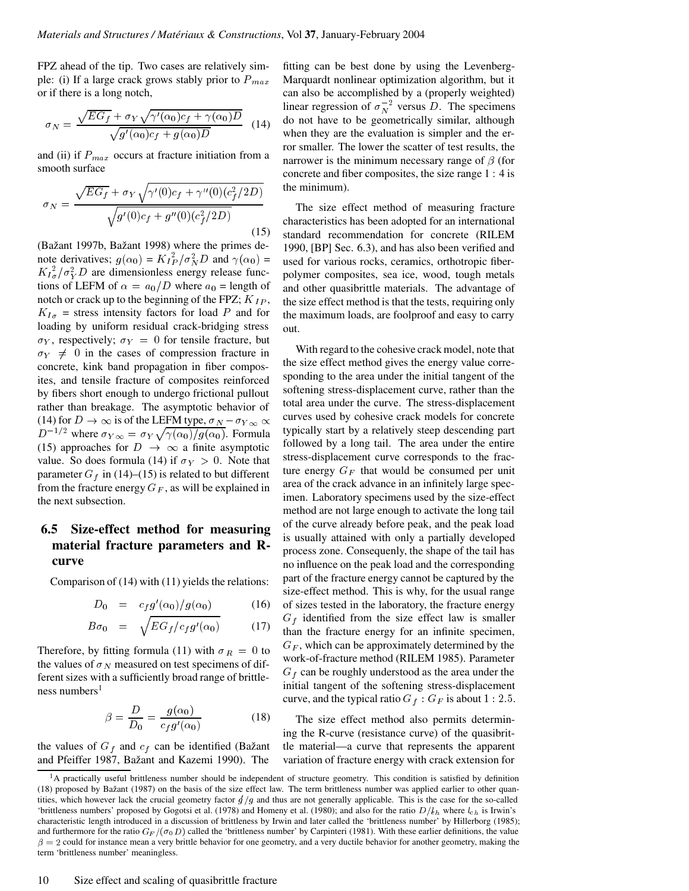FPZ ahead of the tip. Two cases are relatively simple: (i) If a large crack grows stably prior to $P_{max}$ or if there is a long notch,

$$\sigma_N = \frac{\sqrt{EG_f} + \sigma_Y\sqrt{\gamma'(\alpha_0)c_f + \gamma(\alpha_0)D}}{\sqrt{g'(\alpha_0)c_f + g(\alpha_0)D}} \quad (14)$$

and (ii) if $P_{max}$ occurs at fracture initiation from a smooth surface

$$\sigma_N = \frac{\sqrt{EG_f} + \sigma_Y\sqrt{\gamma'(0)c_f + \gamma''(0)(c_f^2/2D)}}{\sqrt{g'(0)c_f + g''(0)(c_f^2/2D)}} \quad (15)$$

(Bažant 1997b, Bažant 1998) where the primes denote derivatives; $g(\alpha_0) = K_{IP}^2/\sigma_N^2 D$ and $\gamma(\alpha_0) = K_{I\sigma}^2/\sigma_Y^2 D$ are dimensionless energy release functions of LEFM of $\alpha = a_0/D$ where $a_0$ = length of notch or crack up to the beginning of the FPZ; $K_{IP}$, $K_{I\sigma}$ = stress intensity factors for load $P$ and for loading by uniform residual crack-bridging stress $\sigma_Y$, respectively; $\sigma_Y = 0$ for tensile fracture, but $\sigma_Y \neq 0$ in the cases of compression fracture in concrete, kink band propagation in fiber composites, and tensile fracture of composites reinforced by fibers short enough to undergo frictional pullout rather than breakage. The asymptotic behavior of (14) for $D \to \infty$ is of the LEFM type, $\sigma_N - \sigma_{Y\infty} \propto D^{-1/2}$ where $\sigma_{Y\infty} = \sigma_Y\sqrt{\gamma(\alpha_0)/g(\alpha_0)}$. Formula (15) approaches for $D \to \infty$ a finite asymptotic value. So does formula (14) if $\sigma_Y > 0$. Note that parameter $G_f$ in (14)–(15) is related to but different from the fracture energy $G_F$, as will be explained in the next subsection.

## 6.5 Size-effect method for measuring material fracture parameters and R-curve

Comparison of (14) with (11) yields the relations:

$$D_0 = c_f g'(\alpha_0)/g(\alpha_0) \quad (16)$$

$$B\sigma_0 = \sqrt{EG_f/c_f g'(\alpha_0)} \quad (17)$$

Therefore, by fitting formula (11) with $\sigma_R = 0$ to the values of $\sigma_N$ measured on test specimens of different sizes with a sufficiently broad range of brittleness numbers[1]

$$\beta = \frac{D}{D_0} = \frac{g(\alpha_0)}{c_f g'(\alpha_0)} \quad (18)$$

the values of $G_f$ and $c_f$ can be identified (Bažant and Pfeiffer 1987, Bažant and Kazemi 1990). The fitting can be best done by using the Levenberg-Marquardt nonlinear optimization algorithm, but it can also be accomplished by a (properly weighted) linear regression of $\sigma_N^{-2}$ versus $D$. The specimens do not have to be geometrically similar, although when they are the evaluation is simpler and the error smaller. The lower the scatter of test results, the narrower is the minimum necessary range of $\beta$ (for concrete and fiber composites, the size range $1:4$ is the minimum).

The size effect method of measuring fracture characteristics has been adopted for an international standard recommendation for concrete (RILEM 1990, [BP] Sec. 6.3), and has also been verified and used for various rocks, ceramics, orthotropic fiber-polymer composites, sea ice, wood, tough metals and other quasibrittle materials. The advantage of the size effect method is that the tests, requiring only the maximum loads, are foolproof and easy to carry out.

With regard to the cohesive crack model, note that the size effect method gives the energy value corresponding to the area under the initial tangent of the softening stress-displacement curve, rather than the total area under the curve. The stress-displacement curves used by cohesive crack models for concrete typically start by a relatively steep descending part followed by a long tail. The area under the entire stress-displacement curve corresponds to the fracture energy $G_F$ that would be consumed per unit area of the crack advance in an infinitely large specimen. Laboratory specimens used by the size-effect method are not large enough to activate the long tail of the curve already before peak, and the peak load is usually attained with only a partially developed process zone. Consequently, the shape of the tail has no influence on the peak load and the corresponding part of the fracture energy cannot be captured by the size-effect method. This is why, for the usual range of sizes tested in the laboratory, the fracture energy $G_f$ identified from the size effect law is smaller than the fracture energy for an infinite specimen, $G_F$, which can be approximately determined by the work-of-fracture method (RILEM 1985). Parameter $G_f$ can be roughly understood as the area under the initial tangent of the softening stress-displacement curve, and the typical ratio $G_f : G_F$ is about $1:2.5$.

The size effect method also permits determining the R-curve (resistance curve) of the quasibrittle material—a curve that represents the apparent variation of fracture energy with crack extension for

[1] A practically useful brittleness number should be independent of structure geometry. This condition is satisfied by definition (18) proposed by Bažant (1987) on the basis of the size effect law. The term brittleness number was applied earlier to other quantities, which however lack the crucial geometry factor $g'/g$ and thus are not generally applicable. This is the case for the so-called 'brittleness numbers' proposed by Gogotsi et al. (1978) and Homeny et al. (1980); and also for the ratio $D/l_{ch}$ where $l_{ch}$ is Irwin's characteristic length introduced in a discussion of brittleness by Irwin and later called the 'brittleness number' by Hillerborg (1985); and furthermore for the ratio $G_F/(\sigma_0 D)$ called the 'brittleness number' by Carpinteri (1981). With these earlier definitions, the value $\beta = 2$ could for instance mean a very brittle behavior for one geometry, and a very ductile behavior for another geometry, making the term 'brittleness number' meaningless.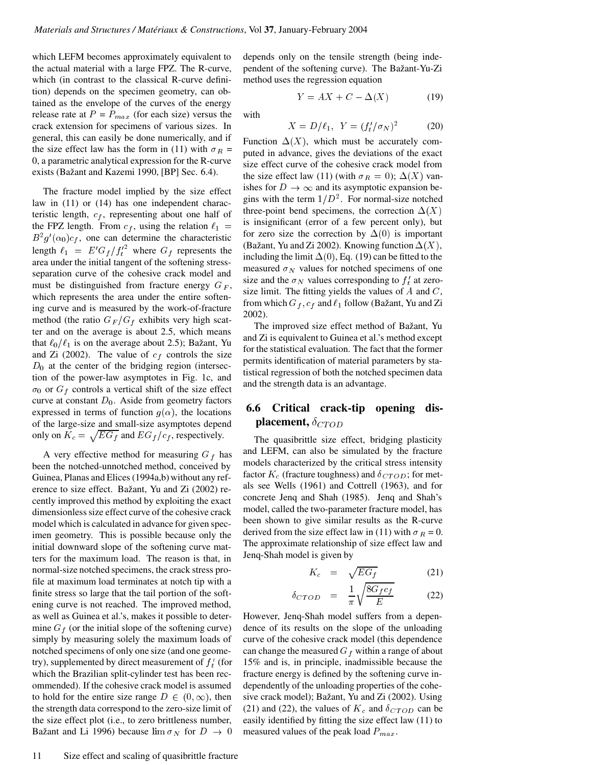which LEFM becomes approximately equivalent to the actual material with a large FPZ. The R-curve, which (in contrast to the classical R-curve definition) depends on the specimen geometry, can obtained as the envelope of the curves of the energy release rate at $P = P_{max}$ (for each size) versus the crack extension for specimens of various sizes. In general, this can easily be done numerically, and if the size effect law has the form in (11) with $\sigma_R = 0$, a parametric analytical expression for the R-curve exists (Bažant and Kazemi 1990, [BP] Sec. 6.4).

The fracture model implied by the size effect law in (11) or (14) has one independent characteristic length, $c_f$, representing about one half of the FPZ length. From $c_f$, using the relation $\ell_1 = B^2 g'(\alpha_0) c_f$, one can determine the characteristic length $\ell_1 = E' G_f / f_t'^2$ where $G_f$ represents the area under the initial tangent of the softening stress-separation curve of the cohesive crack model and must be distinguished from fracture energy $G_F$, which represents the area under the entire softening curve and is measured by the work-of-fracture method (the ratio $G_F/G_f$ exhibits very high scatter and on the average is about 2.5, which means that $\ell_0/\ell_1$ is on the average about 2.5); Bažant, Yu and Zi (2002). The value of $c_f$ controls the size $D_0$ at the center of the bridging region (intersection of the power-law asymptotes in Fig. 1c, and $\sigma_0$ or $G_f$ controls a vertical shift of the size effect curve at constant $D_0$. Aside from geometry factors expressed in terms of function $g(\alpha)$, the locations of the large-size and small-size asymptotes depend only on $K_c = \sqrt{EG_f}$ and $EG_f/c_f$, respectively.

A very effective method for measuring $G_f$ has been the notched-unnotched method, conceived by Guinea, Planas and Elices (1994a,b) without any reference to size effect. Bažant, Yu and Zi (2002) recently improved this method by exploiting the exact dimensionless size effect curve of the cohesive crack model which is calculated in advance for given specimen geometry. This is possible because only the initial downward slope of the softening curve matters for the maximum load. The reason is that, in normal-size notched specimens, the crack stress profile at maximum load terminates at notch tip with a finite stress so large that the tail portion of the softening curve is not reached. The improved method, as well as Guinea et al.'s, makes it possible to determine $G_f$ (or the initial slope of the softening curve) simply by measuring solely the maximum loads of notched specimens of only one size (and one geometry), supplemented by direct measurement of $f_t'$ (for which the Brazilian split-cylinder test has been recommended). If the cohesive crack model is assumed to hold for the entire size range $D \in (0, \infty)$, then the strength data correspond to the zero-size limit of the size effect plot (i.e., to zero brittleness number, Bažant and Li 1996) because $\lim \sigma_N$ for $D \to 0$ depends only on the tensile strength (being independent of the softening curve). The Bažant-Yu-Zi method uses the regression equation

$$Y = AX + C - \Delta(X) \tag{19}$$

with

$$X = D/\ell_1, \;\; Y = (f_t'/\sigma_N)^2 \tag{20}$$

Function $\Delta(X)$, which must be accurately computed in advance, gives the deviations of the exact size effect curve of the cohesive crack model from the size effect law (11) (with $\sigma_R = 0$); $\Delta(X)$ vanishes for $D \to \infty$ and its asymptotic expansion begins with the term $1/D^2$. For normal-size notched three-point bend specimens, the correction $\Delta(X)$ is insignificant (error of a few percent only), but for zero size the correction by $\Delta(0)$ is important (Bažant, Yu and Zi 2002). Knowing function $\Delta(X)$, including the limit $\Delta(0)$, Eq. (19) can be fitted to the measured $\sigma_N$ values for notched specimens of one size and the $\sigma_N$ values corresponding to $f_t'$ at zero-size limit. The fitting yields the values of $A$ and $C$, from which $G_f$, $c_f$ and $\ell_1$ follow (Bažant, Yu and Zi 2002).

The improved size effect method of Bažant, Yu and Zi is equivalent to Guinea et al.'s method except for the statistical evaluation. The fact that the former permits identification of material parameters by statistical regression of both the notched specimen data and the strength data is an advantage.

### 6.6 Critical crack-tip opening displacement, $\delta_{CTOD}$

The quasibrittle size effect, bridging plasticity and LEFM, can also be simulated by the fracture models characterized by the critical stress intensity factor $K_c$ (fracture toughness) and $\delta_{CTOD}$; for metals see Wells (1961) and Cottrell (1963), and for concrete Jenq and Shah (1985). Jenq and Shah's model, called the two-parameter fracture model, has been shown to give similar results as the R-curve derived from the size effect law in (11) with $\sigma_R = 0$. The approximate relationship of size effect law and Jenq-Shah model is given by

$$K_c = \sqrt{EG_f} \tag{21}$$

$$\delta_{CTOD} = \frac{1}{\pi}\sqrt{\frac{8G_f c_f}{E}} \tag{22}$$

However, Jenq-Shah model suffers from a dependence of its results on the slope of the unloading curve of the cohesive crack model (this dependence can change the measured $G_f$ within a range of about 15% and is, in principle, inadmissible because the fracture energy is defined by the softening curve independently of the unloading properties of the cohesive crack model); Bažant, Yu and Zi (2002). Using (21) and (22), the values of $K_c$ and $\delta_{CTOD}$ can be easily identified by fitting the size effect law (11) to measured values of the peak load $P_{max}$.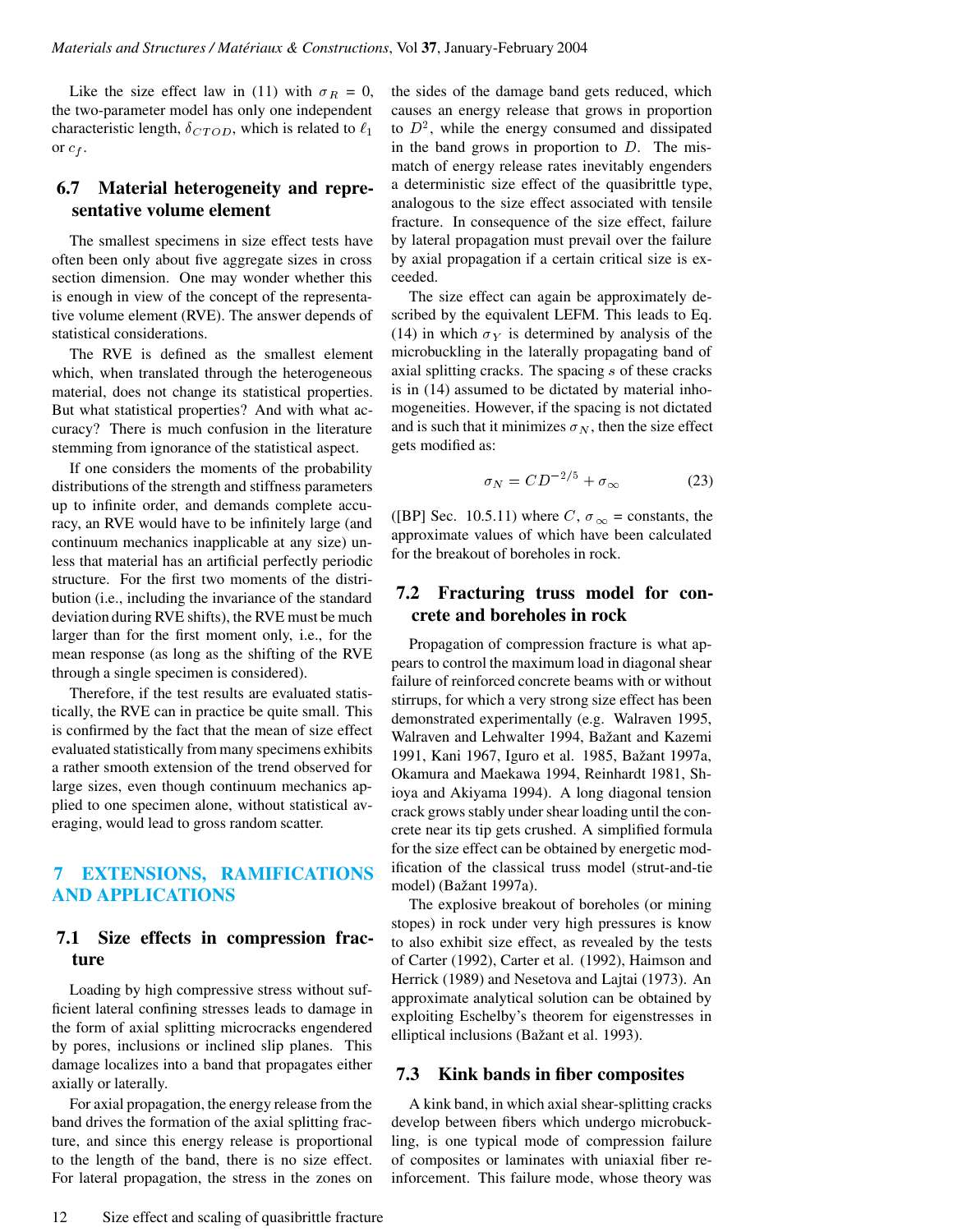Like the size effect law in (11) with $\sigma_R = 0$, the two-parameter model has only one independent characteristic length, $\delta_{CTOD}$, which is related to $\ell_1$ or $c_f$.

### 6.7 Material heterogeneity and representative volume element

The smallest specimens in size effect tests have often been only about five aggregate sizes in cross section dimension. One may wonder whether this is enough in view of the concept of the representative volume element (RVE). The answer depends of statistical considerations.

The RVE is defined as the smallest element which, when translated through the heterogeneous material, does not change its statistical properties. But what statistical properties? And with what accuracy? There is much confusion in the literature stemming from ignorance of the statistical aspect.

If one considers the moments of the probability distributions of the strength and stiffness parameters up to infinite order, and demands complete accuracy, an RVE would have to be infinitely large (and continuum mechanics inapplicable at any size) unless that material has an artificial perfectly periodic structure. For the first two moments of the distribution (i.e., including the invariance of the standard deviation during RVE shifts), the RVE must be much larger than for the first moment only, i.e., for the mean response (as long as the shifting of the RVE through a single specimen is considered).

Therefore, if the test results are evaluated statistically, the RVE can in practice be quite small. This is confirmed by the fact that the mean of size effect evaluated statistically from many specimens exhibits a rather smooth extension of the trend observed for large sizes, even though continuum mechanics applied to one specimen alone, without statistical averaging, would lead to gross random scatter.

## 7 EXTENSIONS, RAMIFICATIONS AND APPLICATIONS

### 7.1 Size effects in compression fracture

Loading by high compressive stress without sufficient lateral confining stresses leads to damage in the form of axial splitting microcracks engendered by pores, inclusions or inclined slip planes. This damage localizes into a band that propagates either axially or laterally.

For axial propagation, the energy release from the band drives the formation of the axial splitting fracture, and since this energy release is proportional to the length of the band, there is no size effect. For lateral propagation, the stress in the zones on the sides of the damage band gets reduced, which causes an energy release that grows in proportion to $D^2$, while the energy consumed and dissipated in the band grows in proportion to $D$. The mismatch of energy release rates inevitably engenders a deterministic size effect of the quasibrittle type, analogous to the size effect associated with tensile fracture. In consequence of the size effect, failure by lateral propagation must prevail over the failure by axial propagation if a certain critical size is exceeded.

The size effect can again be approximately described by the equivalent LEFM. This leads to Eq. (14) in which $\sigma_Y$ is determined by analysis of the microbuckling in the laterally propagating band of axial splitting cracks. The spacing $s$ of these cracks is in (14) assumed to be dictated by material inhomogeneities. However, if the spacing is not dictated and is such that it minimizes $\sigma_N$, then the size effect gets modified as:

$$\sigma_N = C D^{-2/5} + \sigma_\infty \tag{23}$$

([BP] Sec. 10.5.11) where $C$, $\sigma_\infty$ = constants, the approximate values of which have been calculated for the breakout of boreholes in rock.

### 7.2 Fracturing truss model for concrete and boreholes in rock

Propagation of compression fracture is what appears to control the maximum load in diagonal shear failure of reinforced concrete beams with or without stirrups, for which a very strong size effect has been demonstrated experimentally (e.g. Walraven 1995, Walraven and Lehwalter 1994, Bažant and Kazemi 1991, Kani 1967, Iguro et al. 1985, Bažant 1997a, Okamura and Maekawa 1994, Reinhardt 1981, Shioya and Akiyama 1994). A long diagonal tension crack grows stably under shear loading until the concrete near its tip gets crushed. A simplified formula for the size effect can be obtained by energetic modification of the classical truss model (strut-and-tie model) (Bažant 1997a).

The explosive breakout of boreholes (or mining stopes) in rock under very high pressures is know to also exhibit size effect, as revealed by the tests of Carter (1992), Carter et al. (1992), Haimson and Herrick (1989) and Nesetova and Lajtai (1973). An approximate analytical solution can be obtained by exploiting Eschelby's theorem for eigenstresses in elliptical inclusions (Bažant et al. 1993).

### 7.3 Kink bands in fiber composites

A kink band, in which axial shear-splitting cracks develop between fibers which undergo microbuckling, is one typical mode of compression failure of composites or laminates with uniaxial fiber reinforcement. This failure mode, whose theory was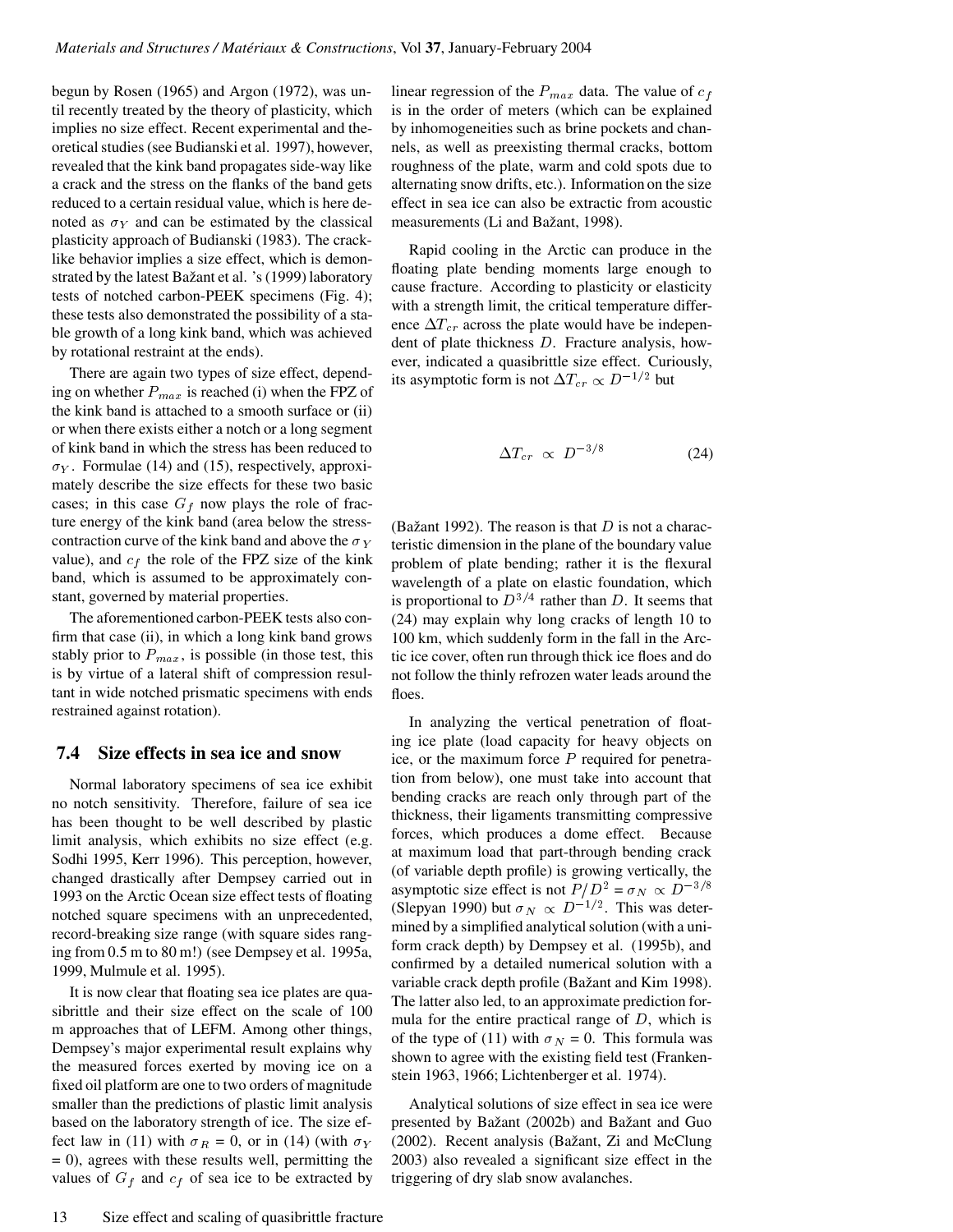begun by Rosen (1965) and Argon (1972), was until recently treated by the theory of plasticity, which implies no size effect. Recent experimental and theoretical studies (see Budianski et al. 1997), however, revealed that the kink band propagates side-way like a crack and the stress on the flanks of the band gets reduced to a certain residual value, which is here denoted as $\sigma_Y$ and can be estimated by the classical plasticity approach of Budianski (1983). The crack-like behavior implies a size effect, which is demonstrated by the latest Bažant et al. 's (1999) laboratory tests of notched carbon-PEEK specimens (Fig. 4); these tests also demonstrated the possibility of a stable growth of a long kink band, which was achieved by rotational restraint at the ends).

There are again two types of size effect, depending on whether $P_{max}$ is reached (i) when the FPZ of the kink band is attached to a smooth surface or (ii) or when there exists either a notch or a long segment of kink band in which the stress has been reduced to $\sigma_Y$. Formulae (14) and (15), respectively, approximately describe the size effects for these two basic cases; in this case $G_f$ now plays the role of fracture energy of the kink band (area below the stress-contraction curve of the kink band and above the $\sigma_Y$ value), and $c_f$ the role of the FPZ size of the kink band, which is assumed to be approximately constant, governed by material properties.

The aforementioned carbon-PEEK tests also confirm that case (ii), in which a long kink band grows stably prior to $P_{max}$, is possible (in those test, this is by virtue of a lateral shift of compression resultant in wide notched prismatic specimens with ends restrained against rotation).

## 7.4 Size effects in sea ice and snow

Normal laboratory specimens of sea ice exhibit no notch sensitivity. Therefore, failure of sea ice has been thought to be well described by plastic limit analysis, which exhibits no size effect (e.g. Sodhi 1995, Kerr 1996). This perception, however, changed drastically after Dempsey carried out in 1993 on the Arctic Ocean size effect tests of floating notched square specimens with an unprecedented, record-breaking size range (with square sides ranging from 0.5 m to 80 m!) (see Dempsey et al. 1995a, 1999, Mulmule et al. 1995).

It is now clear that floating sea ice plates are quasibrittle and their size effect on the scale of 100 m approaches that of LEFM. Among other things, Dempsey's major experimental result explains why the measured forces exerted by moving ice on a fixed oil platform are one to two orders of magnitude smaller than the predictions of plastic limit analysis based on the laboratory strength of ice. The size effect law in (11) with $\sigma_R = 0$, or in (14) (with $\sigma_Y = 0$), agrees with these results well, permitting the values of $G_f$ and $c_f$ of sea ice to be extracted by linear regression of the $P_{max}$ data. The value of $c_f$ is in the order of meters (which can be explained by inhomogeneities such as brine pockets and channels, as well as preexisting thermal cracks, bottom roughness of the plate, warm and cold spots due to alternating snow drifts, etc.). Information on the size effect in sea ice can also be extractic from acoustic measurements (Li and Bažant, 1998).

Rapid cooling in the Arctic can produce in the floating plate bending moments large enough to cause fracture. According to plasticity or elasticity with a strength limit, the critical temperature difference $\Delta T_{cr}$ across the plate would have be independent of plate thickness $D$. Fracture analysis, however, indicated a quasibrittle size effect. Curiously, its asymptotic form is not $\Delta T_{cr} \propto D^{-1/2}$ but

$$\Delta T_{cr} \propto D^{-3/8} \tag{24}$$

(Bažant 1992). The reason is that $D$ is not a characteristic dimension in the plane of the boundary value problem of plate bending; rather it is the flexural wavelength of a plate on elastic foundation, which is proportional to $D^{3/4}$ rather than $D$. It seems that (24) may explain why long cracks of length 10 to 100 km, which suddenly form in the fall in the Arctic ice cover, often run through thick ice floes and do not follow the thinly refrozen water leads around the floes.

In analyzing the vertical penetration of floating ice plate (load capacity for heavy objects on ice, or the maximum force $P$ required for penetration from below), one must take into account that bending cracks are reach only through part of the thickness, their ligaments transmitting compressive forces, which produces a dome effect. Because at maximum load that part-through bending crack (of variable depth profile) is growing vertically, the asymptotic size effect is not $P/D^2 = \sigma_N \propto D^{-3/8}$ (Slepyan 1990) but $\sigma_N \propto D^{-1/2}$. This was determined by a simplified analytical solution (with a uniform crack depth) by Dempsey et al. (1995b), and confirmed by a detailed numerical solution with a variable crack depth profile (Bažant and Kim 1998). The latter also led, to an approximate prediction formula for the entire practical range of $D$, which is of the type of (11) with $\sigma_N = 0$. This formula was shown to agree with the existing field test (Frankenstein 1963, 1966; Lichtenberger et al. 1974).

Analytical solutions of size effect in sea ice were presented by Bažant (2002b) and Bažant and Guo (2002). Recent analysis (Bažant, Zi and McClung 2003) also revealed a significant size effect in the triggering of dry slab snow avalanches.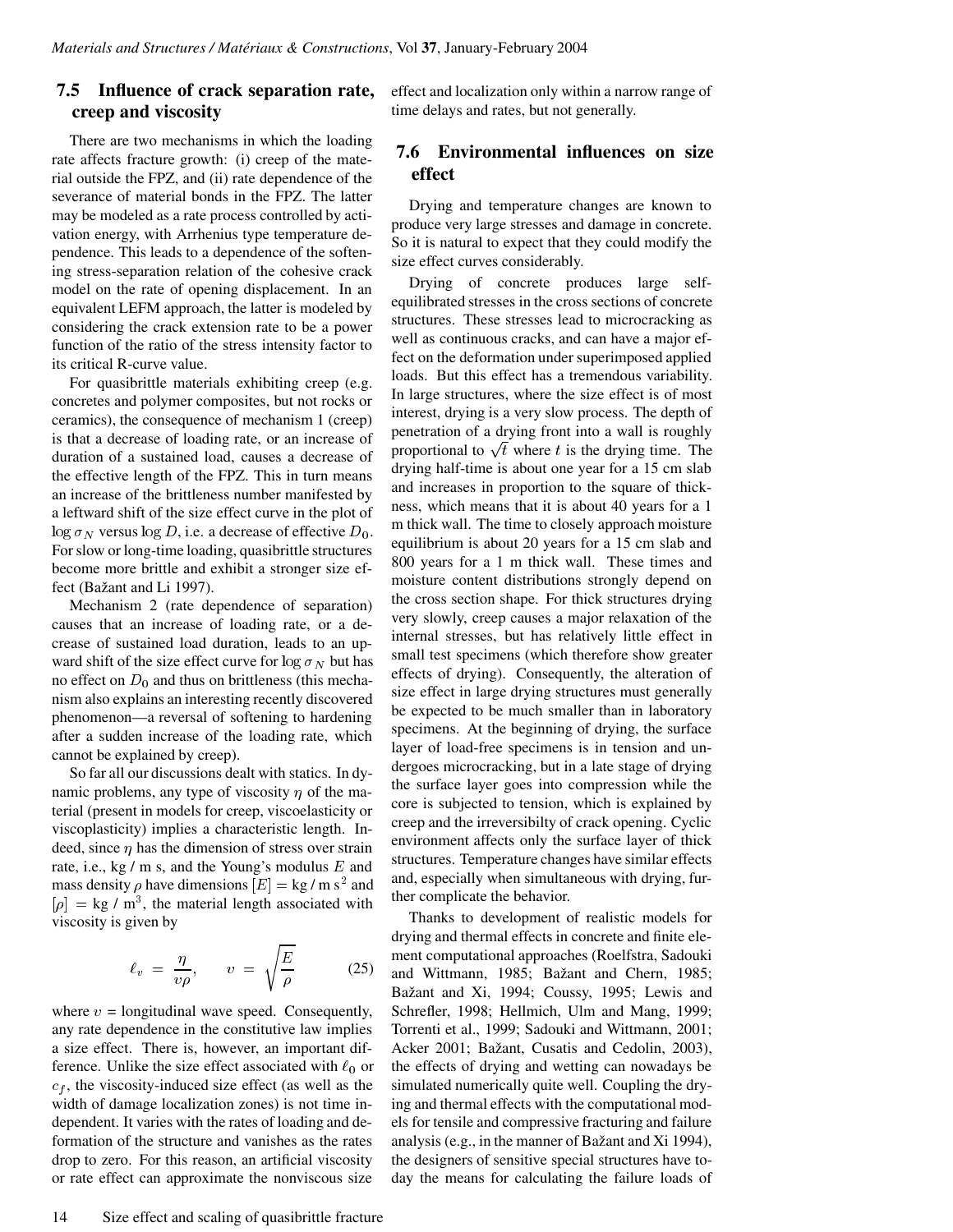## 7.5 Influence of crack separation rate, creep and viscosity

There are two mechanisms in which the loading rate affects fracture growth: (i) creep of the material outside the FPZ, and (ii) rate dependence of the severance of material bonds in the FPZ. The latter may be modeled as a rate process controlled by activation energy, with Arrhenius type temperature dependence. This leads to a dependence of the softening stress-separation relation of the cohesive crack model on the rate of opening displacement. In an equivalent LEFM approach, the latter is modeled by considering the crack extension rate to be a power function of the ratio of the stress intensity factor to its critical R-curve value.

For quasibrittle materials exhibiting creep (e.g. concretes and polymer composites, but not rocks or ceramics), the consequence of mechanism 1 (creep) is that a decrease of loading rate, or an increase of duration of a sustained load, causes a decrease of the effective length of the FPZ. This in turn means an increase of the brittleness number manifested by a leftward shift of the size effect curve in the plot of $\log \sigma_N$ versus $\log D$, i.e. a decrease of effective $D_0$. For slow or long-time loading, quasibrittle structures become more brittle and exhibit a stronger size effect (Bažant and Li 1997).

Mechanism 2 (rate dependence of separation) causes that an increase of loading rate, or a decrease of sustained load duration, leads to an upward shift of the size effect curve for $\log \sigma_N$ but has no effect on $D_0$ and thus on brittleness (this mechanism also explains an interesting recently discovered phenomenon—a reversal of softening to hardening after a sudden increase of the loading rate, which cannot be explained by creep).

So far all our discussions dealt with statics. In dynamic problems, any type of viscosity $\eta$ of the material (present in models for creep, viscoelasticity or viscoplasticity) implies a characteristic length. Indeed, since $\eta$ has the dimension of stress over strain rate, i.e., kg / m s, and the Young's modulus $E$ and mass density $\rho$ have dimensions $[E] = $ kg / m s$^2$ and $[\rho] = $ kg / m$^3$, the material length associated with viscosity is given by

$$\ell_v = \frac{\eta}{v\rho}, \qquad v = \sqrt{\frac{E}{\rho}} \tag{25}$$

where $v$ = longitudinal wave speed. Consequently, any rate dependence in the constitutive law implies a size effect. There is, however, an important difference. Unlike the size effect associated with $\ell_0$ or $c_f$, the viscosity-induced size effect (as well as the width of damage localization zones) is not time independent. It varies with the rates of loading and deformation of the structure and vanishes as the rates drop to zero. For this reason, an artificial viscosity or rate effect can approximate the nonviscous size effect and localization only within a narrow range of time delays and rates, but not generally.

## 7.6 Environmental influences on size effect

Drying and temperature changes are known to produce very large stresses and damage in concrete. So it is natural to expect that they could modify the size effect curves considerably.

Drying of concrete produces large self-equilibrated stresses in the cross sections of concrete structures. These stresses lead to microcracking as well as continuous cracks, and can have a major effect on the deformation under superimposed applied loads. But this effect has a tremendous variability. In large structures, where the size effect is of most interest, drying is a very slow process. The depth of penetration of a drying front into a wall is roughly proportional to $\sqrt{t}$ where $t$ is the drying time. The drying half-time is about one year for a 15 cm slab and increases in proportion to the square of thickness, which means that it is about 40 years for a 1 m thick wall. The time to closely approach moisture equilibrium is about 20 years for a 15 cm slab and 800 years for a 1 m thick wall. These times and moisture content distributions strongly depend on the cross section shape. For thick structures drying very slowly, creep causes a major relaxation of the internal stresses, but has relatively little effect in small test specimens (which therefore show greater effects of drying). Consequently, the alteration of size effect in large drying structures must generally be expected to be much smaller than in laboratory specimens. At the beginning of drying, the surface layer of load-free specimens is in tension and undergoes microcracking, but in a late stage of drying the surface layer goes into compression while the core is subjected to tension, which is explained by creep and the irreversibilty of crack opening. Cyclic environment affects only the surface layer of thick structures. Temperature changes have similar effects and, especially when simultaneous with drying, further complicate the behavior.

Thanks to development of realistic models for drying and thermal effects in concrete and finite element computational approaches (Roelfstra, Sadouki and Wittmann, 1985; Bažant and Chern, 1985; Bažant and Xi, 1994; Coussy, 1995; Lewis and Schrefler, 1998; Hellmich, Ulm and Mang, 1999; Torrenti et al., 1999; Sadouki and Wittmann, 2001; Acker 2001; Bažant, Cusatis and Cedolin, 2003), the effects of drying and wetting can nowadays be simulated numerically quite well. Coupling the drying and thermal effects with the computational models for tensile and compressive fracturing and failure analysis (e.g., in the manner of Bažant and Xi 1994), the designers of sensitive special structures have today the means for calculating the failure loads of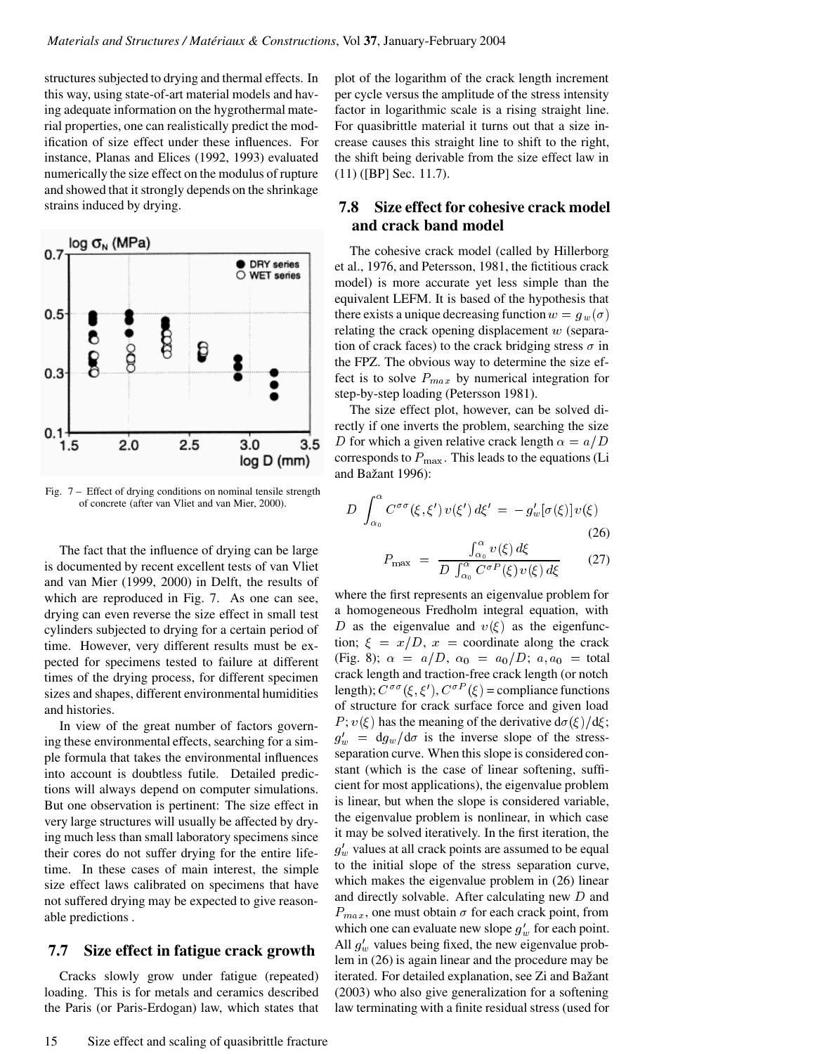structures subjected to drying and thermal effects. In this way, using state-of-art material models and having adequate information on the hygrothermal material properties, one can realistically predict the modification of size effect under these influences. For instance, Planas and Elices (1992, 1993) evaluated numerically the size effect on the modulus of rupture and showed that it strongly depends on the shrinkage strains induced by drying.

Fig. 7 – Effect of drying conditions on nominal tensile strength of concrete (after van Vliet and van Mier, 2000).

The fact that the influence of drying can be large is documented by recent excellent tests of van Vliet and van Mier (1999, 2000) in Delft, the results of which are reproduced in Fig. 7. As one can see, drying can even reverse the size effect in small test cylinders subjected to drying for a certain period of time. However, very different results must be expected for specimens tested to failure at different times of the drying process, for different specimen sizes and shapes, different environmental humidities and histories.

In view of the great number of factors governing these environmental effects, searching for a simple formula that takes the environmental influences into account is doubtless futile. Detailed predictions will always depend on computer simulations. But one observation is pertinent: The size effect in very large structures will usually be affected by drying much less than small laboratory specimens since their cores do not suffer drying for the entire lifetime. In these cases of main interest, the simple size effect laws calibrated on specimens that have not suffered drying may be expected to give reasonable predictions .

## 7.7 Size effect in fatigue crack growth

Cracks slowly grow under fatigue (repeated) loading. This is for metals and ceramics described the Paris (or Paris-Erdogan) law, which states that plot of the logarithm of the crack length increment per cycle versus the amplitude of the stress intensity factor in logarithmic scale is a rising straight line. For quasibrittle material it turns out that a size increase causes this straight line to shift to the right, the shift being derivable from the size effect law in (11) ([BP] Sec. 11.7).

## 7.8 Size effect for cohesive crack model and crack band model

The cohesive crack model (called by Hillerborg et al., 1976, and Petersson, 1981, the fictitious crack model) is more accurate yet less simple than the equivalent LEFM. It is based of the hypothesis that there exists a unique decreasing function $w = g_w(\sigma)$ relating the crack opening displacement $w$ (separation of crack faces) to the crack bridging stress $\sigma$ in the FPZ. The obvious way to determine the size effect is to solve $P_{max}$ by numerical integration for step-by-step loading (Petersson 1981).

The size effect plot, however, can be solved directly if one inverts the problem, searching the size $D$ for which a given relative crack length $\alpha = a/D$ corresponds to $P_{\max}$. This leads to the equations (Li and Bažant 1996):

$$D \int_{\alpha_0}^{\alpha} C^{\sigma\sigma}(\xi, \xi')\, v(\xi')\, d\xi' = -g'_w[\sigma(\xi)]\, v(\xi) \tag{26}$$

$$P_{\max} = \frac{\int_{\alpha_0}^{\alpha} v(\xi)\, d\xi}{D \int_{\alpha_0}^{\alpha} C^{\sigma P}(\xi)\, v(\xi)\, d\xi} \tag{27}$$

where the first represents an eigenvalue problem for a homogeneous Fredholm integral equation, with $D$ as the eigenvalue and $v(\xi)$ as the eigenfunction; $\xi = x/D$, $x$ = coordinate along the crack (Fig. 8); $\alpha = a/D$, $\alpha_0 = a_0/D$; $a, a_0$ = total crack length and traction-free crack length (or notch length); $C^{\sigma\sigma}(\xi, \xi')$, $C^{\sigma P}(\xi)$ = compliance functions of structure for crack surface force and given load $P$; $v(\xi)$ has the meaning of the derivative $d\sigma(\xi)/d\xi$; $g'_w = dg_w/d\sigma$ is the inverse slope of the stress-separation curve. When this slope is considered constant (which is the case of linear softening, sufficient for most applications), the eigenvalue problem is linear, but when the slope is considered variable, the eigenvalue problem is nonlinear, in which case it may be solved iteratively. In the first iteration, the $g'_w$ values at all crack points are assumed to be equal to the initial slope of the stress separation curve, which makes the eigenvalue problem in (26) linear and directly solvable. After calculating new $D$ and $P_{max}$, one must obtain $\sigma$ for each crack point, from which one can evaluate new slope $g'_w$ for each point. All $g'_w$ values being fixed, the new eigenvalue problem in (26) is again linear and the procedure may be iterated. For detailed explanation, see Zi and Bažant (2003) who also give generalization for a softening law terminating with a finite residual stress (used for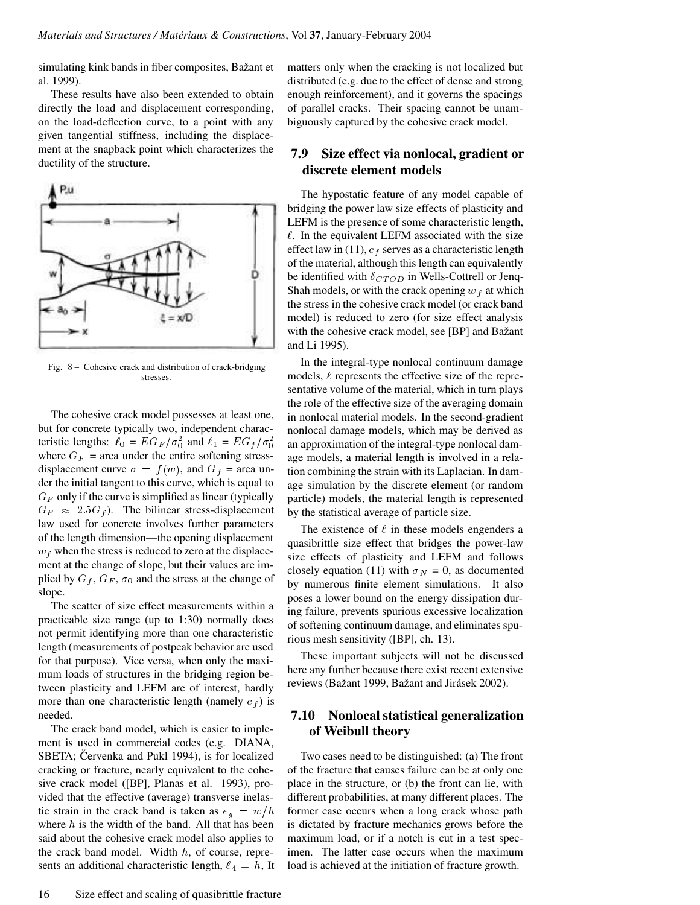simulating kink bands in fiber composites, Bažant et al. 1999).

These results have also been extended to obtain directly the load and displacement corresponding, on the load-deflection curve, to a point with any given tangential stiffness, including the displacement at the snapback point which characterizes the ductility of the structure.

Fig. 8 – Cohesive crack and distribution of crack-bridging stresses.

The cohesive crack model possesses at least one, but for concrete typically two, independent characteristic lengths: $\ell_0 = EG_F/\sigma_0^2$ and $\ell_1 = EG_f/\sigma_0^2$ where $G_F$ = area under the entire softening stress-displacement curve $\sigma = f(w)$, and $G_f$ = area under the initial tangent to this curve, which is equal to $G_F$ only if the curve is simplified as linear (typically $G_F \approx 2.5G_f$). The bilinear stress-displacement law used for concrete involves further parameters of the length dimension—the opening displacement $w_f$ when the stress is reduced to zero at the displacement at the change of slope, but their values are implied by $G_f$, $G_F$, $\sigma_0$ and the stress at the change of slope.

The scatter of size effect measurements within a practicable size range (up to 1:30) normally does not permit identifying more than one characteristic length (measurements of postpeak behavior are used for that purpose). Vice versa, when only the maximum loads of structures in the bridging region between plasticity and LEFM are of interest, hardly more than one characteristic length (namely $c_f$) is needed.

The crack band model, which is easier to implement is used in commercial codes (e.g. DIANA, SBETA; Červenka and Pukl 1994), is for localized cracking or fracture, nearly equivalent to the cohesive crack model ([BP], Planas et al. 1993), provided that the effective (average) transverse inelastic strain in the crack band is taken as $\epsilon_y = w/h$ where $h$ is the width of the band. All that has been said about the cohesive crack model also applies to the crack band model. Width $h$, of course, represents an additional characteristic length, $\ell_4 = h$, It matters only when the cracking is not localized but distributed (e.g. due to the effect of dense and strong enough reinforcement), and it governs the spacings of parallel cracks. Their spacing cannot be unambiguously captured by the cohesive crack model.

## 7.9 Size effect via nonlocal, gradient or discrete element models

The hypostatic feature of any model capable of bridging the power law size effects of plasticity and LEFM is the presence of some characteristic length, $\ell$. In the equivalent LEFM associated with the size effect law in (11), $c_f$ serves as a characteristic length of the material, although this length can equivalently be identified with $\delta_{CTOD}$ in Wells-Cottrell or Jenq-Shah models, or with the crack opening $w_f$ at which the stress in the cohesive crack model (or crack band model) is reduced to zero (for size effect analysis with the cohesive crack model, see [BP] and Bažant and Li 1995).

In the integral-type nonlocal continuum damage models, $\ell$ represents the effective size of the representative volume of the material, which in turn plays the role of the effective size of the averaging domain in nonlocal material models. In the second-gradient nonlocal damage models, which may be derived as an approximation of the integral-type nonlocal damage models, a material length is involved in a relation combining the strain with its Laplacian. In damage simulation by the discrete element (or random particle) models, the material length is represented by the statistical average of particle size.

The existence of $\ell$ in these models engenders a quasibrittle size effect that bridges the power-law size effects of plasticity and LEFM and follows closely equation (11) with $\sigma_N = 0$, as documented by numerous finite element simulations. It also poses a lower bound on the energy dissipation during failure, prevents spurious excessive localization of softening continuum damage, and eliminates spurious mesh sensitivity ([BP], ch. 13).

These important subjects will not be discussed here any further because there exist recent extensive reviews (Bažant 1999, Bažant and Jirásek 2002).

## 7.10 Nonlocal statistical generalization of Weibull theory

Two cases need to be distinguished: (a) The front of the fracture that causes failure can be at only one place in the structure, or (b) the front can lie, with different probabilities, at many different places. The former case occurs when a long crack whose path is dictated by fracture mechanics grows before the maximum load, or if a notch is cut in a test specimen. The latter case occurs when the maximum load is achieved at the initiation of fracture growth.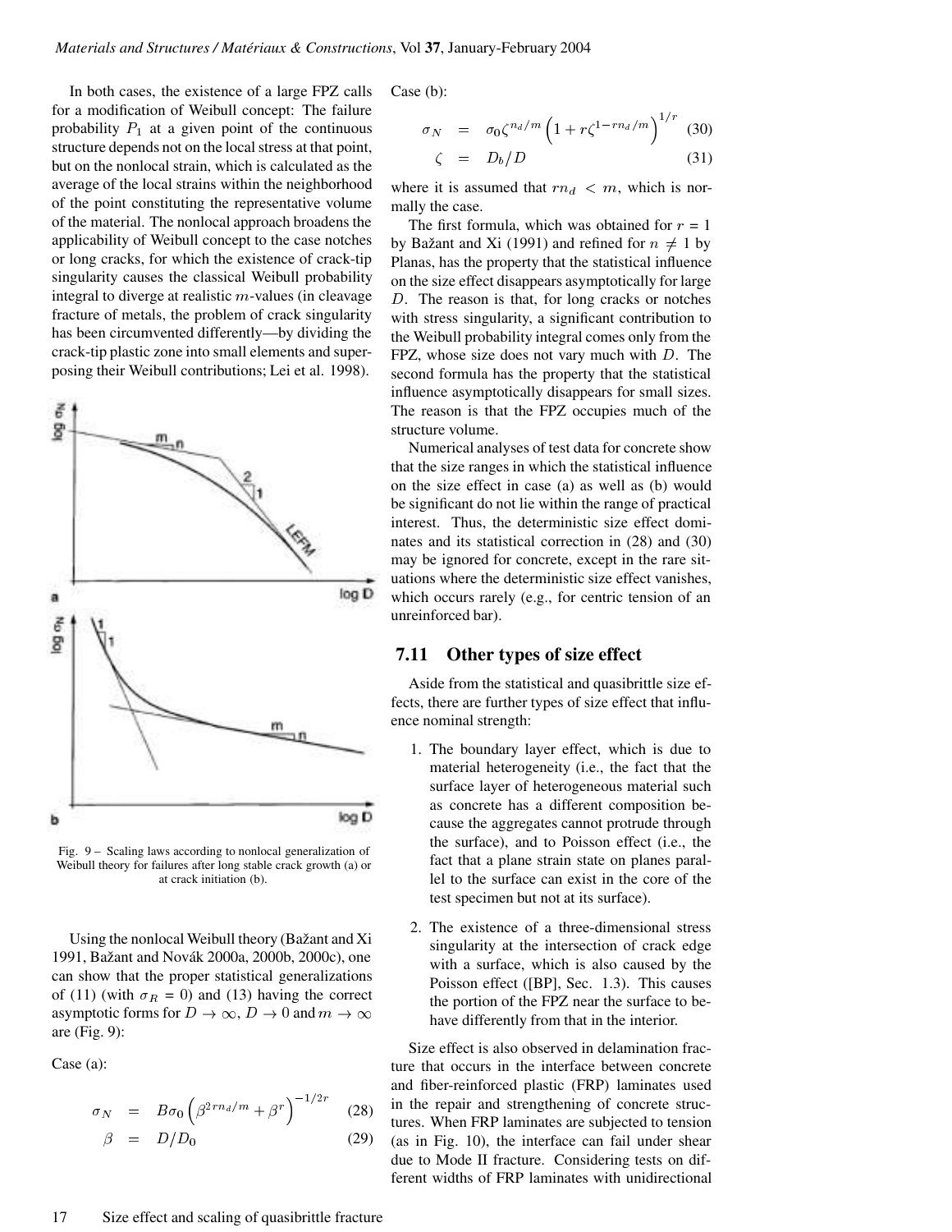In both cases, the existence of a large FPZ calls for a modification of Weibull concept: The failure probability $P_1$ at a given point of the continuous structure depends not on the local stress at that point, but on the nonlocal strain, which is calculated as the average of the local strains within the neighborhood of the point constituting the representative volume of the material. The nonlocal approach broadens the applicability of Weibull concept to the case notches or long cracks, for which the existence of crack-tip singularity causes the classical Weibull probability integral to diverge at realistic $m$-values (in cleavage fracture of metals, the problem of crack singularity has been circumvented differently—by dividing the crack-tip plastic zone into small elements and superposing their Weibull contributions; Lei et al. 1998).

Fig. 9 – Scaling laws according to nonlocal generalization of Weibull theory for failures after long stable crack growth (a) or at crack initiation (b).

Using the nonlocal Weibull theory (Bažant and Xi 1991, Bažant and Novák 2000a, 2000b, 2000c), one can show that the proper statistical generalizations of (11) (with $\sigma_R = 0$) and (13) having the correct asymptotic forms for $D \to \infty$, $D \to 0$ and $m \to \infty$ are (Fig. 9):

Case (a):

$$\sigma_N = B\sigma_0 \left(\beta^{2rn_d/m} + \beta^r\right)^{-1/2r} \quad (28)$$

$$\beta = D/D_0 \quad (29)$$

Case (b):

$$\sigma_N = \sigma_0 \zeta^{n_d/m} \left(1 + r\zeta^{1-rn_d/m}\right)^{1/r} \quad (30)$$

$$\zeta = D_b/D \quad (31)$$

where it is assumed that $rn_d < m$, which is normally the case.

The first formula, which was obtained for $r = 1$ by Bažant and Xi (1991) and refined for $n \neq 1$ by Planas, has the property that the statistical influence on the size effect disappears asymptotically for large $D$. The reason is that, for long cracks or notches with stress singularity, a significant contribution to the Weibull probability integral comes only from the FPZ, whose size does not vary much with $D$. The second formula has the property that the statistical influence asymptotically disappears for small sizes. The reason is that the FPZ occupies much of the structure volume.

Numerical analyses of test data for concrete show that the size ranges in which the statistical influence on the size effect in case (a) as well as (b) would be significant do not lie within the range of practical interest. Thus, the deterministic size effect dominates and its statistical correction in (28) and (30) may be ignored for concrete, except in the rare situations where the deterministic size effect vanishes, which occurs rarely (e.g., for centric tension of an unreinforced bar).

## 7.11 Other types of size effect

Aside from the statistical and quasibrittle size effects, there are further types of size effect that influence nominal strength:

1. The boundary layer effect, which is due to material heterogeneity (i.e., the fact that the surface layer of heterogeneous material such as concrete has a different composition because the aggregates cannot protrude through the surface), and to Poisson effect (i.e., the fact that a plane strain state on planes parallel to the surface can exist in the core of the test specimen but not at its surface).

2. The existence of a three-dimensional stress singularity at the intersection of crack edge with a surface, which is also caused by the Poisson effect ([BP], Sec. 1.3). This causes the portion of the FPZ near the surface to behave differently from that in the interior.

Size effect is also observed in delamination fracture that occurs in the interface between concrete and fiber-reinforced plastic (FRP) laminates used in the repair and strengthening of concrete structures. When FRP laminates are subjected to tension (as in Fig. 10), the interface can fail under shear due to Mode II fracture. Considering tests on different widths of FRP laminates with unidirectional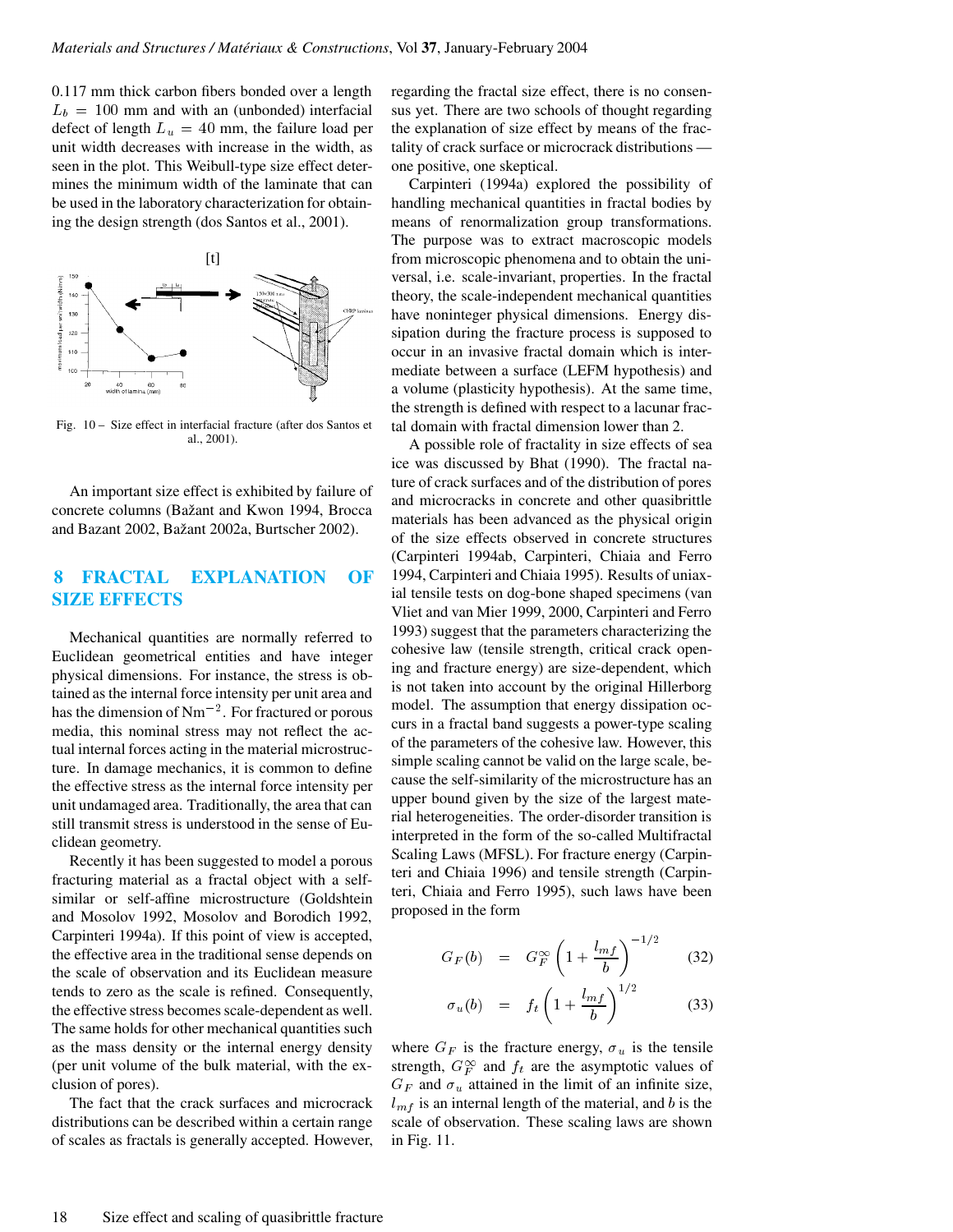0.117 mm thick carbon fibers bonded over a length $L_b = 100$ mm and with an (unbonded) interfacial defect of length $L_u = 40$ mm, the failure load per unit width decreases with increase in the width, as seen in the plot. This Weibull-type size effect determines the minimum width of the laminate that can be used in the laboratory characterization for obtaining the design strength (dos Santos et al., 2001).

Fig. 10 – Size effect in interfacial fracture (after dos Santos et al., 2001).

An important size effect is exhibited by failure of concrete columns (Bažant and Kwon 1994, Brocca and Bazant 2002, Bažant 2002a, Burtscher 2002).

## 8 FRACTAL EXPLANATION OF SIZE EFFECTS

Mechanical quantities are normally referred to Euclidean geometrical entities and have integer physical dimensions. For instance, the stress is obtained as the internal force intensity per unit area and has the dimension of $\mathrm{Nm}^{-2}$. For fractured or porous media, this nominal stress may not reflect the actual internal forces acting in the material microstructure. In damage mechanics, it is common to define the effective stress as the internal force intensity per unit undamaged area. Traditionally, the area that can still transmit stress is understood in the sense of Euclidean geometry.

Recently it has been suggested to model a porous fracturing material as a fractal object with a self-similar or self-affine microstructure (Goldshtein and Mosolov 1992, Mosolov and Borodich 1992, Carpinteri 1994a). If this point of view is accepted, the effective area in the traditional sense depends on the scale of observation and its Euclidean measure tends to zero as the scale is refined. Consequently, the effective stress becomes scale-dependent as well. The same holds for other mechanical quantities such as the mass density or the internal energy density (per unit volume of the bulk material, with the exclusion of pores).

The fact that the crack surfaces and microcrack distributions can be described within a certain range of scales as fractals is generally accepted. However, regarding the fractal size effect, there is no consensus yet. There are two schools of thought regarding the explanation of size effect by means of the fractality of crack surface or microcrack distributions — one positive, one skeptical.

Carpinteri (1994a) explored the possibility of handling mechanical quantities in fractal bodies by means of renormalization group transformations. The purpose was to extract macroscopic models from microscopic phenomena and to obtain the universal, i.e. scale-invariant, properties. In the fractal theory, the scale-independent mechanical quantities have noninteger physical dimensions. Energy dissipation during the fracture process is supposed to occur in an invasive fractal domain which is intermediate between a surface (LEFM hypothesis) and a volume (plasticity hypothesis). At the same time, the strength is defined with respect to a lacunar fractal domain with fractal dimension lower than 2.

A possible role of fractality in size effects of sea ice was discussed by Bhat (1990). The fractal nature of crack surfaces and of the distribution of pores and microcracks in concrete and other quasibrittle materials has been advanced as the physical origin of the size effects observed in concrete structures (Carpinteri 1994ab, Carpinteri, Chiaia and Ferro 1994, Carpinteri and Chiaia 1995). Results of uniaxial tensile tests on dog-bone shaped specimens (van Vliet and van Mier 1999, 2000, Carpinteri and Ferro 1993) suggest that the parameters characterizing the cohesive law (tensile strength, critical crack opening and fracture energy) are size-dependent, which is not taken into account by the original Hillerborg model. The assumption that energy dissipation occurs in a fractal band suggests a power-type scaling of the parameters of the cohesive law. However, this simple scaling cannot be valid on the large scale, because the self-similarity of the microstructure has an upper bound given by the size of the largest material heterogeneities. The order-disorder transition is interpreted in the form of the so-called Multifractal Scaling Laws (MFSL). For fracture energy (Carpinteri and Chiaia 1996) and tensile strength (Carpinteri, Chiaia and Ferro 1995), such laws have been proposed in the form

$$G_F(b) = G_F^{\infty}\left(1+\frac{l_{mf}}{b}\right)^{-1/2} \qquad (32)$$

$$\sigma_u(b) = f_t\left(1+\frac{l_{mf}}{b}\right)^{1/2} \qquad (33)$$

where $G_F$ is the fracture energy, $\sigma_u$ is the tensile strength, $G_F^{\infty}$ and $f_t$ are the asymptotic values of $G_F$ and $\sigma_u$ attained in the limit of an infinite size, $l_{mf}$ is an internal length of the material, and $b$ is the scale of observation. These scaling laws are shown in Fig. 11.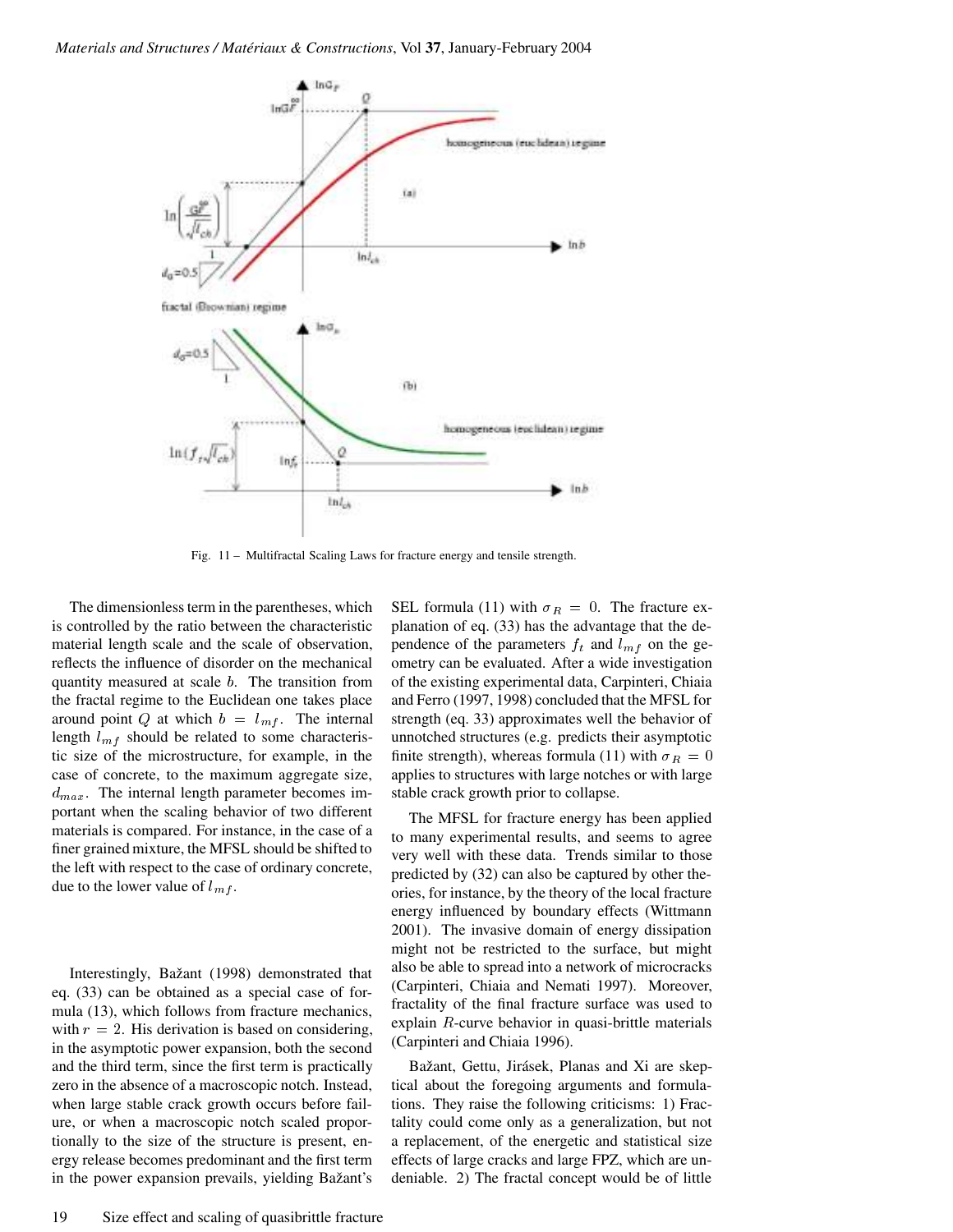Fig. 11 – Multifractal Scaling Laws for fracture energy and tensile strength.

The dimensionless term in the parentheses, which is controlled by the ratio between the characteristic material length scale and the scale of observation, reflects the influence of disorder on the mechanical quantity measured at scale $b$. The transition from the fractal regime to the Euclidean one takes place around point $Q$ at which $b = l_{mf}$. The internal length $l_{mf}$ should be related to some characteristic size of the microstructure, for example, in the case of concrete, to the maximum aggregate size, $d_{max}$. The internal length parameter becomes important when the scaling behavior of two different materials is compared. For instance, in the case of a finer grained mixture, the MFSL should be shifted to the left with respect to the case of ordinary concrete, due to the lower value of $l_{mf}$.

Interestingly, Bažant (1998) demonstrated that eq. (33) can be obtained as a special case of formula (13), which follows from fracture mechanics, with $r = 2$. His derivation is based on considering, in the asymptotic power expansion, both the second and the third term, since the first term is practically zero in the absence of a macroscopic notch. Instead, when large stable crack growth occurs before failure, or when a macroscopic notch scaled proportionally to the size of the structure is present, energy release becomes predominant and the first term in the power expansion prevails, yielding Bažant's SEL formula (11) with $\sigma_R = 0$. The fracture explanation of eq. (33) has the advantage that the dependence of the parameters $f_t$ and $l_{mf}$ on the geometry can be evaluated. After a wide investigation of the existing experimental data, Carpinteri, Chiaia and Ferro (1997, 1998) concluded that the MFSL for strength (eq. 33) approximates well the behavior of unnotched structures (e.g. predicts their asymptotic finite strength), whereas formula (11) with $\sigma_R = 0$ applies to structures with large notches or with large stable crack growth prior to collapse.

The MFSL for fracture energy has been applied to many experimental results, and seems to agree very well with these data. Trends similar to those predicted by (32) can also be captured by other theories, for instance, by the theory of the local fracture energy influenced by boundary effects (Wittmann 2001). The invasive domain of energy dissipation might not be restricted to the surface, but might also be able to spread into a network of microcracks (Carpinteri, Chiaia and Nemati 1997). Moreover, fractality of the final fracture surface was used to explain $R$-curve behavior in quasi-brittle materials (Carpinteri and Chiaia 1996).

Bažant, Gettu, Jirásek, Planas and Xi are skeptical about the foregoing arguments and formulations. They raise the following criticisms: 1) Fractality could come only as a generalization, but not a replacement, of the energetic and statistical size effects of large cracks and large FPZ, which are undeniable. 2) The fractal concept would be of little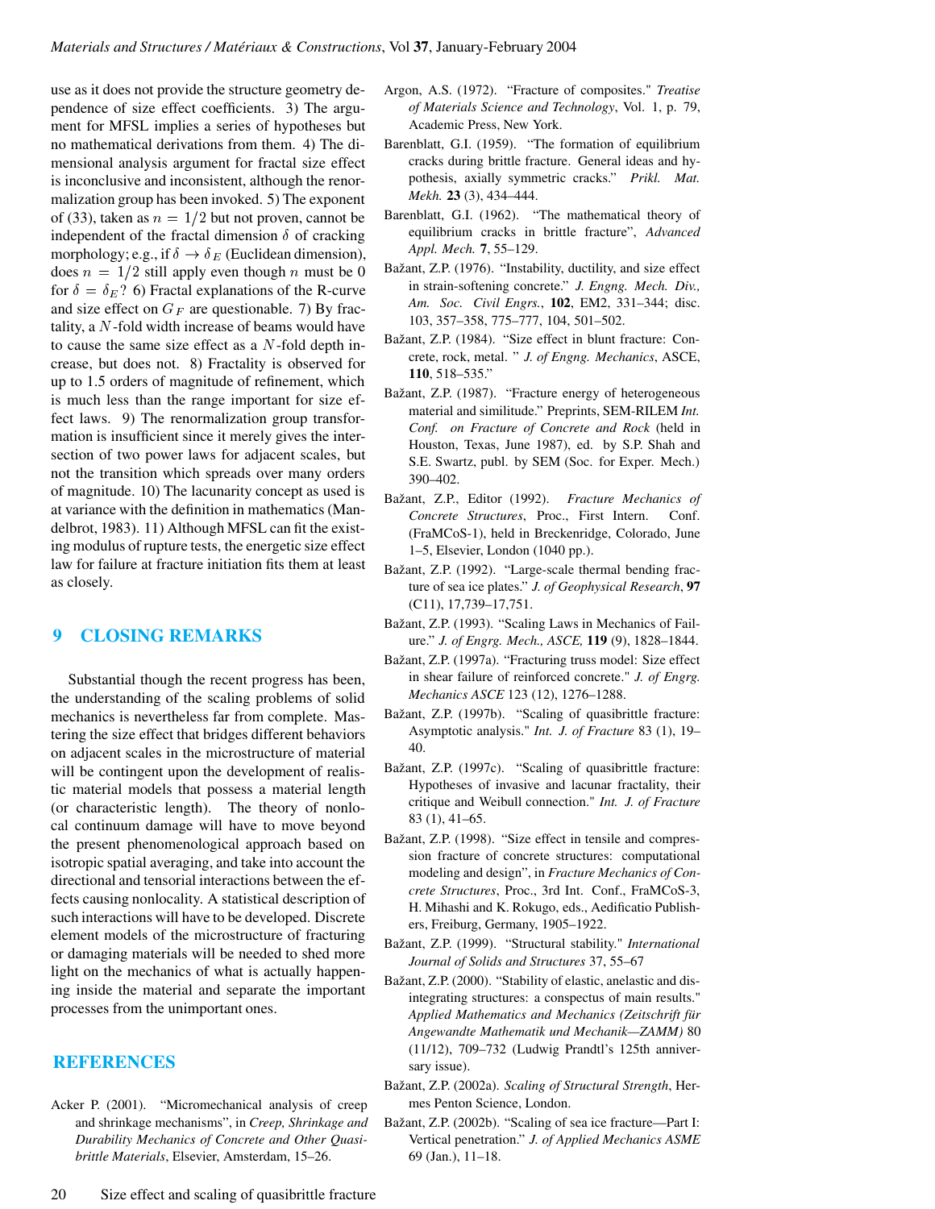use as it does not provide the structure geometry dependence of size effect coefficients. 3) The argument for MFSL implies a series of hypotheses but no mathematical derivations from them. 4) The dimensional analysis argument for fractal size effect is inconclusive and inconsistent, although the renormalization group has been invoked. 5) The exponent of (33), taken as $n = 1/2$ but not proven, cannot be independent of the fractal dimension $\delta$ of cracking morphology; e.g., if $\delta \rightarrow \delta_E$ (Euclidean dimension), does $n = 1/2$ still apply even though $n$ must be 0 for $\delta = \delta_E$? 6) Fractal explanations of the R-curve and size effect on $G_F$ are questionable. 7) By fractality, a $N$-fold width increase of beams would have to cause the same size effect as a $N$-fold depth increase, but does not. 8) Fractality is observed for up to 1.5 orders of magnitude of refinement, which is much less than the range important for size effect laws. 9) The renormalization group transformation is insufficient since it merely gives the intersection of two power laws for adjacent scales, but not the transition which spreads over many orders of magnitude. 10) The lacunarity concept as used is at variance with the definition in mathematics (Mandelbrot, 1983). 11) Although MFSL can fit the existing modulus of rupture tests, the energetic size effect law for failure at fracture initiation fits them at least as closely.

## 9 CLOSING REMARKS

Substantial though the recent progress has been, the understanding of the scaling problems of solid mechanics is nevertheless far from complete. Mastering the size effect that bridges different behaviors on adjacent scales in the microstructure of material will be contingent upon the development of realistic material models that possess a material length (or characteristic length). The theory of nonlocal continuum damage will have to move beyond the present phenomenological approach based on isotropic spatial averaging, and take into account the directional and tensorial interactions between the effects causing nonlocality. A statistical description of such interactions will have to be developed. Discrete element models of the microstructure of fracturing or damaging materials will be needed to shed more light on the mechanics of what is actually happening inside the material and separate the important processes from the unimportant ones.

## REFERENCES

Acker P. (2001). "Micromechanical analysis of creep and shrinkage mechanisms", in *Creep, Shrinkage and Durability Mechanics of Concrete and Other Quasi-brittle Materials*, Elsevier, Amsterdam, 15–26.

Argon, A.S. (1972). "Fracture of composites." *Treatise of Materials Science and Technology*, Vol. 1, p. 79, Academic Press, New York.

Barenblatt, G.I. (1959). "The formation of equilibrium cracks during brittle fracture. General ideas and hypothesis, axially symmetric cracks." *Prikl. Mat. Mekh.* **23** (3), 434–444.

Barenblatt, G.I. (1962). "The mathematical theory of equilibrium cracks in brittle fracture", *Advanced Appl. Mech.* **7**, 55–129.

Bažant, Z.P. (1976). "Instability, ductility, and size effect in strain-softening concrete." *J. Engng. Mech. Div., Am. Soc. Civil Engrs.*, **102**, EM2, 331–344; disc. 103, 357–358, 775–777, 104, 501–502.

Bažant, Z.P. (1984). "Size effect in blunt fracture: Concrete, rock, metal. " *J. of Engng. Mechanics*, ASCE, **110**, 518–535."

Bažant, Z.P. (1987). "Fracture energy of heterogeneous material and similitude." Preprints, SEM-RILEM *Int. Conf. on Fracture of Concrete and Rock* (held in Houston, Texas, June 1987), ed. by S.P. Shah and S.E. Swartz, publ. by SEM (Soc. for Exper. Mech.) 390–402.

Bažant, Z.P., Editor (1992). *Fracture Mechanics of Concrete Structures*, Proc., First Intern. Conf. (FraMCoS-1), held in Breckenridge, Colorado, June 1–5, Elsevier, London (1040 pp.).

Bažant, Z.P. (1992). "Large-scale thermal bending fracture of sea ice plates." *J. of Geophysical Research*, **97** (C11), 17,739–17,751.

Bažant, Z.P. (1993). "Scaling Laws in Mechanics of Failure." *J. of Engrg. Mech., ASCE,* **119** (9), 1828–1844.

Bažant, Z.P. (1997a). "Fracturing truss model: Size effect in shear failure of reinforced concrete." *J. of Engrg. Mechanics ASCE* 123 (12), 1276–1288.

Bažant, Z.P. (1997b). "Scaling of quasibrittle fracture: Asymptotic analysis." *Int. J. of Fracture* 83 (1), 19–40.

Bažant, Z.P. (1997c). "Scaling of quasibrittle fracture: Hypotheses of invasive and lacunar fractality, their critique and Weibull connection." *Int. J. of Fracture* 83 (1), 41–65.

Bažant, Z.P. (1998). "Size effect in tensile and compression fracture of concrete structures: computational modeling and design", in *Fracture Mechanics of Concrete Structures*, Proc., 3rd Int. Conf., FraMCoS-3, H. Mihashi and K. Rokugo, eds., Aedificatio Publishers, Freiburg, Germany, 1905–1922.

Bažant, Z.P. (1999). "Structural stability." *International Journal of Solids and Structures* 37, 55–67

Bažant, Z.P. (2000). "Stability of elastic, anelastic and disintegrating structures: a conspectus of main results." *Applied Mathematics and Mechanics (Zeitschrift für Angewandte Mathematik und Mechanik—ZAMM)* 80 (11/12), 709–732 (Ludwig Prandtl's 125th anniversary issue).

Bažant, Z.P. (2002a). *Scaling of Structural Strength*, Hermes Penton Science, London.

Bažant, Z.P. (2002b). "Scaling of sea ice fracture—Part I: Vertical penetration." *J. of Applied Mechanics ASME* 69 (Jan.), 11–18.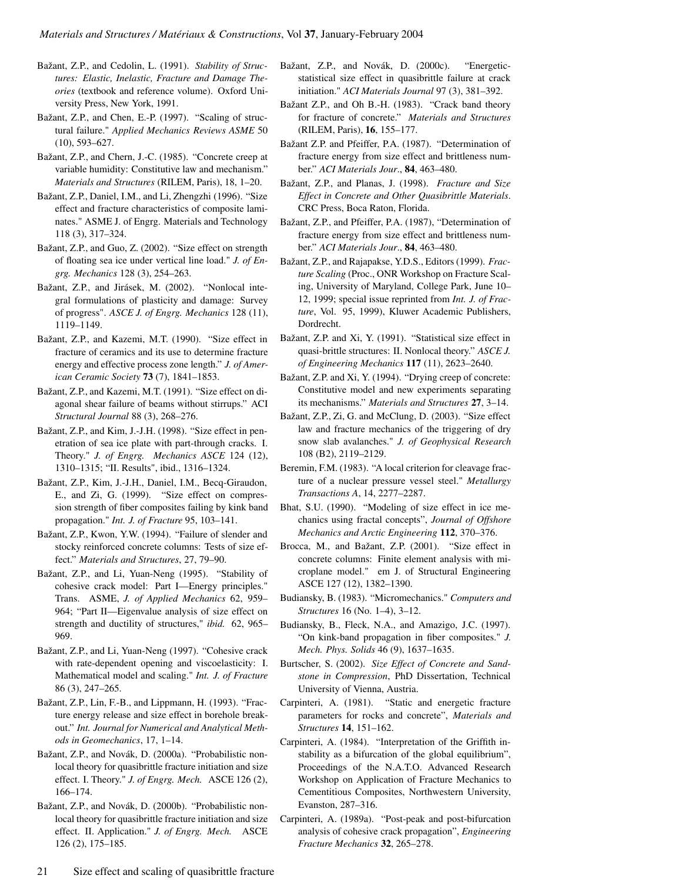Bažant, Z.P., and Cedolin, L. (1991). *Stability of Structures: Elastic, Inelastic, Fracture and Damage Theories* (textbook and reference volume). Oxford University Press, New York, 1991.

Bažant, Z.P., and Chen, E.-P. (1997). "Scaling of structural failure." *Applied Mechanics Reviews ASME* 50 (10), 593–627.

Bažant, Z.P., and Chern, J.-C. (1985). "Concrete creep at variable humidity: Constitutive law and mechanism." *Materials and Structures* (RILEM, Paris), 18, 1–20.

Bažant, Z.P., Daniel, I.M., and Li, Zhengzhi (1996). "Size effect and fracture characteristics of composite laminates." ASME J. of Engrg. Materials and Technology 118 (3), 317–324.

Bažant, Z.P., and Guo, Z. (2002). "Size effect on strength of floating sea ice under vertical line load." *J. of Engrg. Mechanics* 128 (3), 254–263.

Bažant, Z.P., and Jirásek, M. (2002). "Nonlocal integral formulations of plasticity and damage: Survey of progress". *ASCE J. of Engrg. Mechanics* 128 (11), 1119–1149.

Bažant, Z.P., and Kazemi, M.T. (1990). "Size effect in fracture of ceramics and its use to determine fracture energy and effective process zone length." *J. of American Ceramic Society* **73** (7), 1841–1853.

Bažant, Z.P., and Kazemi, M.T. (1991). "Size effect on diagonal shear failure of beams without stirrups." ACI *Structural Journal* 88 (3), 268–276.

Bažant, Z.P., and Kim, J.-J.H. (1998). "Size effect in penetration of sea ice plate with part-through cracks. I. Theory." *J. of Engrg. Mechanics ASCE* 124 (12), 1310–1315; "II. Results", ibid., 1316–1324.

Bažant, Z.P., Kim, J.-J.H., Daniel, I.M., Becq-Giraudon, E., and Zi, G. (1999). "Size effect on compression strength of fiber composites failing by kink band propagation." *Int. J. of Fracture* 95, 103–141.

Bažant, Z.P., Kwon, Y.W. (1994). "Failure of slender and stocky reinforced concrete columns: Tests of size effect." *Materials and Structures*, 27, 79–90.

Bažant, Z.P., and Li, Yuan-Neng (1995). "Stability of cohesive crack model: Part I—Energy principles." Trans. ASME, *J. of Applied Mechanics* 62, 959–964; "Part II—Eigenvalue analysis of size effect on strength and ductility of structures," *ibid.* 62, 965–969.

Bažant, Z.P., and Li, Yuan-Neng (1997). "Cohesive crack with rate-dependent opening and viscoelasticity: I. Mathematical model and scaling." *Int. J. of Fracture* 86 (3), 247–265.

Bažant, Z.P., Lin, F.-B., and Lippmann, H. (1993). "Fracture energy release and size effect in borehole breakout." *Int. Journal for Numerical and Analytical Methods in Geomechanics*, 17, 1–14.

Bažant, Z.P., and Novák, D. (2000a). "Probabilistic nonlocal theory for quasibrittle fracture initiation and size effect. I. Theory." *J. of Engrg. Mech.* ASCE 126 (2), 166–174.

Bažant, Z.P., and Novák, D. (2000b). "Probabilistic nonlocal theory for quasibrittle fracture initiation and size effect. II. Application." *J. of Engrg. Mech.* ASCE 126 (2), 175–185.

Bažant, Z.P., and Novák, D. (2000c). "Energetic-statistical size effect in quasibrittle failure at crack initiation." *ACI Materials Journal* 97 (3), 381–392.

Bažant Z.P., and Oh B.-H. (1983). "Crack band theory for fracture of concrete." *Materials and Structures* (RILEM, Paris), **16**, 155–177.

Bažant Z.P. and Pfeiffer, P.A. (1987). "Determination of fracture energy from size effect and brittleness number." *ACI Materials Jour*., **84**, 463–480.

Bažant, Z.P., and Planas, J. (1998). *Fracture and Size Effect in Concrete and Other Quasibrittle Materials*. CRC Press, Boca Raton, Florida.

Bažant, Z.P., and Pfeiffer, P.A. (1987), "Determination of fracture energy from size effect and brittleness number." *ACI Materials Jour*., **84**, 463–480.

Bažant, Z.P., and Rajapakse, Y.D.S., Editors (1999). *Fracture Scaling* (Proc., ONR Workshop on Fracture Scaling, University of Maryland, College Park, June 10–12, 1999; special issue reprinted from *Int. J. of Fracture*, Vol. 95, 1999), Kluwer Academic Publishers, Dordrecht.

Bažant, Z.P. and Xi, Y. (1991). "Statistical size effect in quasi-brittle structures: II. Nonlocal theory." *ASCE J. of Engineering Mechanics* **117** (11), 2623–2640.

Bažant, Z.P. and Xi, Y. (1994). "Drying creep of concrete: Constitutive model and new experiments separating its mechanisms." *Materials and Structures* **27**, 3–14.

Bažant, Z.P., Zi, G. and McClung, D. (2003). "Size effect law and fracture mechanics of the triggering of dry snow slab avalanches." *J. of Geophysical Research* 108 (B2), 2119–2129.

Beremin, F.M. (1983). "A local criterion for cleavage fracture of a nuclear pressure vessel steel." *Metallurgy Transactions A*, 14, 2277–2287.

Bhat, S.U. (1990). "Modeling of size effect in ice mechanics using fractal concepts", *Journal of Offshore Mechanics and Arctic Engineering* **112**, 370–376.

Brocca, M., and Bažant, Z.P. (2001). "Size effect in concrete columns: Finite element analysis with microplane model." em J. of Structural Engineering ASCE 127 (12), 1382–1390.

Budiansky, B. (1983). "Micromechanics." *Computers and Structures* 16 (No. 1–4), 3–12.

Budiansky, B., Fleck, N.A., and Amazigo, J.C. (1997). "On kink-band propagation in fiber composites." *J. Mech. Phys. Solids* 46 (9), 1637–1635.

Burtscher, S. (2002). *Size Effect of Concrete and Sandstone in Compression*, PhD Dissertation, Technical University of Vienna, Austria.

Carpinteri, A. (1981). "Static and energetic fracture parameters for rocks and concrete", *Materials and Structures* **14**, 151–162.

Carpinteri, A. (1984). "Interpretation of the Griffith instability as a bifurcation of the global equilibrium", Proceedings of the N.A.T.O. Advanced Research Workshop on Application of Fracture Mechanics to Cementitious Composites, Northwestern University, Evanston, 287–316.

Carpinteri, A. (1989a). "Post-peak and post-bifurcation analysis of cohesive crack propagation", *Engineering Fracture Mechanics* **32**, 265–278.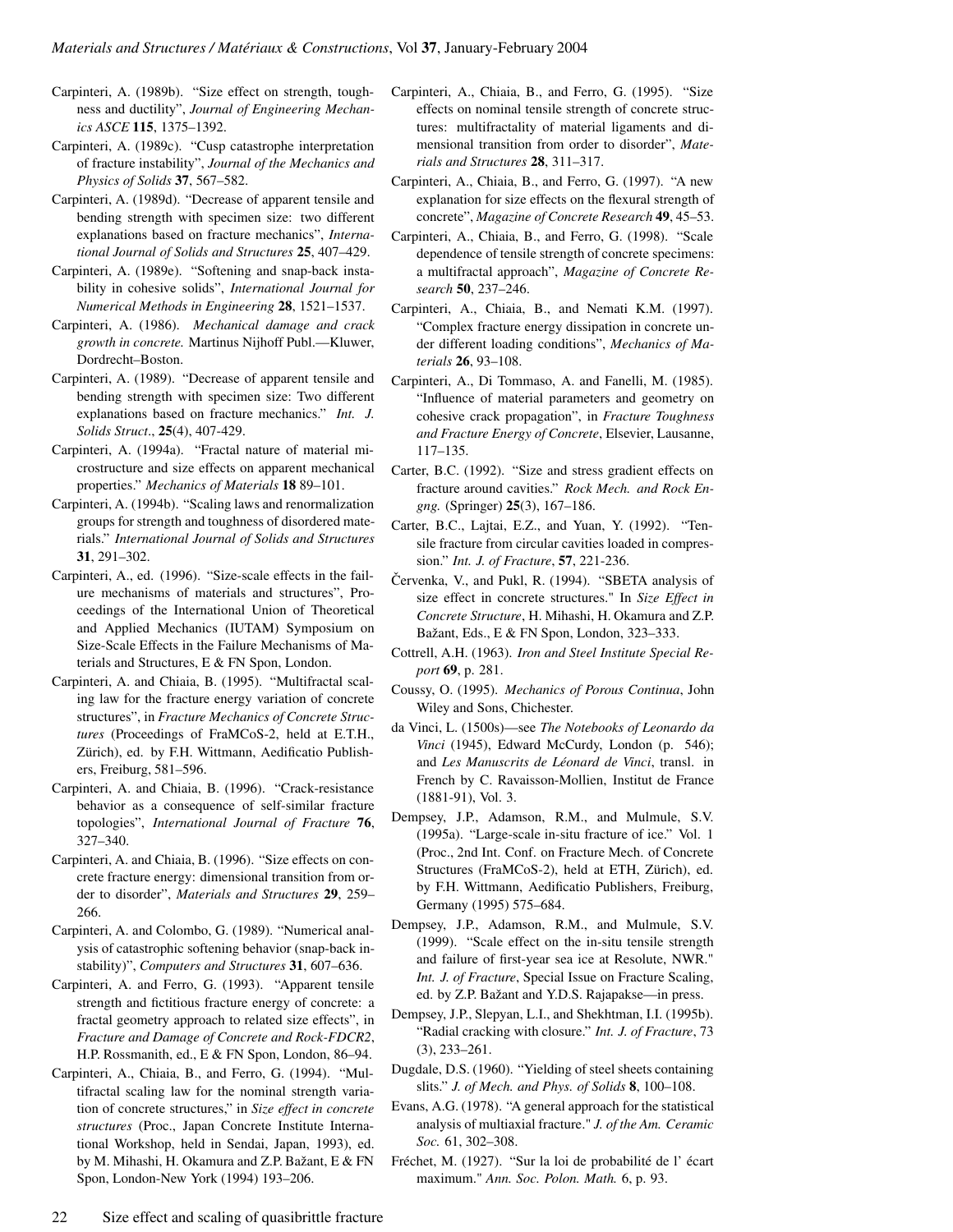Carpinteri, A. (1989b). "Size effect on strength, toughness and ductility", *Journal of Engineering Mechanics ASCE* **115**, 1375–1392.

Carpinteri, A. (1989c). "Cusp catastrophe interpretation of fracture instability", *Journal of the Mechanics and Physics of Solids* **37**, 567–582.

Carpinteri, A. (1989d). "Decrease of apparent tensile and bending strength with specimen size: two different explanations based on fracture mechanics", *International Journal of Solids and Structures* **25**, 407–429.

Carpinteri, A. (1989e). "Softening and snap-back instability in cohesive solids", *International Journal for Numerical Methods in Engineering* **28**, 1521–1537.

Carpinteri, A. (1986). *Mechanical damage and crack growth in concrete.* Martinus Nijhoff Publ.—Kluwer, Dordrecht–Boston.

Carpinteri, A. (1989). "Decrease of apparent tensile and bending strength with specimen size: Two different explanations based on fracture mechanics." *Int. J. Solids Struct.*, **25**(4), 407-429.

Carpinteri, A. (1994a). "Fractal nature of material microstructure and size effects on apparent mechanical properties." *Mechanics of Materials* **18** 89–101.

Carpinteri, A. (1994b). "Scaling laws and renormalization groups for strength and toughness of disordered materials." *International Journal of Solids and Structures* **31**, 291–302.

Carpinteri, A., ed. (1996). "Size-scale effects in the failure mechanisms of materials and structures", Proceedings of the International Union of Theoretical and Applied Mechanics (IUTAM) Symposium on Size-Scale Effects in the Failure Mechanisms of Materials and Structures, E & FN Spon, London.

Carpinteri, A. and Chiaia, B. (1995). "Multifractal scaling law for the fracture energy variation of concrete structures", in *Fracture Mechanics of Concrete Structures* (Proceedings of FraMCoS-2, held at E.T.H., Zürich), ed. by F.H. Wittmann, Aedificatio Publishers, Freiburg, 581–596.

Carpinteri, A. and Chiaia, B. (1996). "Crack-resistance behavior as a consequence of self-similar fracture topologies", *International Journal of Fracture* **76**, 327–340.

Carpinteri, A. and Chiaia, B. (1996). "Size effects on concrete fracture energy: dimensional transition from order to disorder", *Materials and Structures* **29**, 259–266.

Carpinteri, A. and Colombo, G. (1989). "Numerical analysis of catastrophic softening behavior (snap-back instability)", *Computers and Structures* **31**, 607–636.

Carpinteri, A. and Ferro, G. (1993). "Apparent tensile strength and fictitious fracture energy of concrete: a fractal geometry approach to related size effects", in *Fracture and Damage of Concrete and Rock-FDCR2*, H.P. Rossmanith, ed., E & FN Spon, London, 86–94.

Carpinteri, A., Chiaia, B., and Ferro, G. (1994). "Multifractal scaling law for the nominal strength variation of concrete structures," in *Size effect in concrete structures* (Proc., Japan Concrete Institute International Workshop, held in Sendai, Japan, 1993), ed. by M. Mihashi, H. Okamura and Z.P. Bažant, E & FN Spon, London-New York (1994) 193–206.

Carpinteri, A., Chiaia, B., and Ferro, G. (1995). "Size effects on nominal tensile strength of concrete structures: multifractality of material ligaments and dimensional transition from order to disorder", *Materials and Structures* **28**, 311–317.

Carpinteri, A., Chiaia, B., and Ferro, G. (1997). "A new explanation for size effects on the flexural strength of concrete", *Magazine of Concrete Research* **49**, 45–53.

Carpinteri, A., Chiaia, B., and Ferro, G. (1998). "Scale dependence of tensile strength of concrete specimens: a multifractal approach", *Magazine of Concrete Research* **50**, 237–246.

Carpinteri, A., Chiaia, B., and Nemati K.M. (1997). "Complex fracture energy dissipation in concrete under different loading conditions", *Mechanics of Materials* **26**, 93–108.

Carpinteri, A., Di Tommaso, A. and Fanelli, M. (1985). "Influence of material parameters and geometry on cohesive crack propagation", in *Fracture Toughness and Fracture Energy of Concrete*, Elsevier, Lausanne, 117–135.

Carter, B.C. (1992). "Size and stress gradient effects on fracture around cavities." *Rock Mech. and Rock Engng.* (Springer) **25**(3), 167–186.

Carter, B.C., Lajtai, E.Z., and Yuan, Y. (1992). "Tensile fracture from circular cavities loaded in compression." *Int. J. of Fracture*, **57**, 221-236.

Červenka, V., and Pukl, R. (1994). "SBETA analysis of size effect in concrete structures." In *Size Effect in Concrete Structure*, H. Mihashi, H. Okamura and Z.P. Bažant, Eds., E & FN Spon, London, 323–333.

Cottrell, A.H. (1963). *Iron and Steel Institute Special Report* **69**, p. 281.

Coussy, O. (1995). *Mechanics of Porous Continua*, John Wiley and Sons, Chichester.

da Vinci, L. (1500s)—see *The Notebooks of Leonardo da Vinci* (1945), Edward McCurdy, London (p. 546); and *Les Manuscrits de Léonard de Vinci*, transl. in French by C. Ravaisson-Mollien, Institut de France (1881-91), Vol. 3.

Dempsey, J.P., Adamson, R.M., and Mulmule, S.V. (1995a). "Large-scale in-situ fracture of ice." Vol. 1 (Proc., 2nd Int. Conf. on Fracture Mech. of Concrete Structures (FraMCoS-2), held at ETH, Zürich), ed. by F.H. Wittmann, Aedificatio Publishers, Freiburg, Germany (1995) 575–684.

Dempsey, J.P., Adamson, R.M., and Mulmule, S.V. (1999). "Scale effect on the in-situ tensile strength and failure of first-year sea ice at Resolute, NWR." *Int. J. of Fracture*, Special Issue on Fracture Scaling, ed. by Z.P. Bažant and Y.D.S. Rajapakse—in press.

Dempsey, J.P., Slepyan, L.I., and Shekhtman, I.I. (1995b). "Radial cracking with closure." *Int. J. of Fracture*, 73 (3), 233–261.

Dugdale, D.S. (1960). "Yielding of steel sheets containing slits." *J. of Mech. and Phys. of Solids* **8**, 100–108.

Evans, A.G. (1978). "A general approach for the statistical analysis of multiaxial fracture." *J. of the Am. Ceramic Soc.* 61, 302–308.

Fréchet, M. (1927). "Sur la loi de probabilité de l' écart maximum." *Ann. Soc. Polon. Math.* 6, p. 93.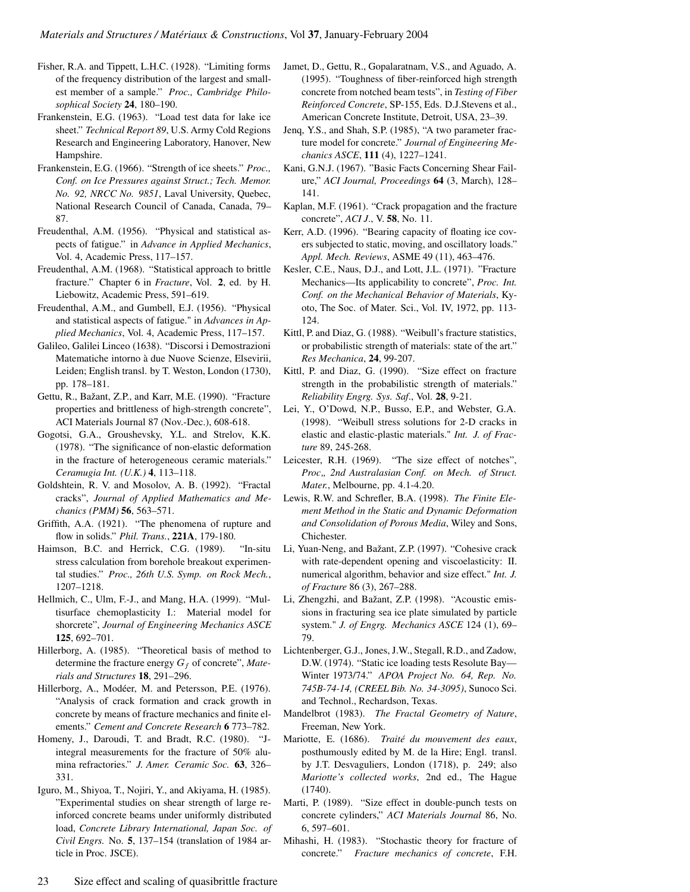Fisher, R.A. and Tippett, L.H.C. (1928). "Limiting forms of the frequency distribution of the largest and smallest member of a sample." *Proc., Cambridge Philosophical Society* **24**, 180–190.

Frankenstein, E.G. (1963). "Load test data for lake ice sheet." *Technical Report 89*, U.S. Army Cold Regions Research and Engineering Laboratory, Hanover, New Hampshire.

Frankenstein, E.G. (1966). "Strength of ice sheets." *Proc., Conf. on Ice Pressures against Struct.; Tech. Memor. No. 92, NRCC No. 9851*, Laval University, Quebec, National Research Council of Canada, Canada, 79–87.

Freudenthal, A.M. (1956). "Physical and statistical aspects of fatigue." in *Advance in Applied Mechanics*, Vol. 4, Academic Press, 117–157.

Freudenthal, A.M. (1968). "Statistical approach to brittle fracture." Chapter 6 in *Fracture*, Vol. **2**, ed. by H. Liebowitz, Academic Press, 591–619.

Freudenthal, A.M., and Gumbell, E.J. (1956). "Physical and statistical aspects of fatigue." in *Advances in Applied Mechanics*, Vol. 4, Academic Press, 117–157.

Galileo, Galilei Linceo (1638). "Discorsi i Demostrazioni Matematiche intorno à due Nuove Scienze, Elsevirii, Leiden; English transl. by T. Weston, London (1730), pp. 178–181.

Gettu, R., Bažant, Z.P., and Karr, M.E. (1990). "Fracture properties and brittleness of high-strength concrete", ACI Materials Journal 87 (Nov.-Dec.), 608-618.

Gogotsi, G.A., Groushevsky, Y.L. and Strelov, K.K. (1978). "The significance of non-elastic deformation in the fracture of heterogeneous ceramic materials." *Ceramugia Int. (U.K.)* **4**, 113–118.

Goldshtein, R. V. and Mosolov, A. B. (1992). "Fractal cracks", *Journal of Applied Mathematics and Mechanics (PMM)* **56**, 563–571.

Griffith, A.A. (1921). "The phenomena of rupture and flow in solids." *Phil. Trans.*, **221A**, 179-180.

Haimson, B.C. and Herrick, C.G. (1989). "In-situ stress calculation from borehole breakout experimental studies." *Proc., 26th U.S. Symp. on Rock Mech.*, 1207–1218.

Hellmich, C., Ulm, F.-J., and Mang, H.A. (1999). "Multisurface chemoplasticity I.: Material model for shorcrete", *Journal of Engineering Mechanics ASCE* **125**, 692–701.

Hillerborg, A. (1985). "Theoretical basis of method to determine the fracture energy $G_f$ of concrete", *Materials and Structures* **18**, 291–296.

Hillerborg, A., Modéer, M. and Petersson, P.E. (1976). "Analysis of crack formation and crack growth in concrete by means of fracture mechanics and finite elements." *Cement and Concrete Research* **6** 773–782.

Homeny, J., Daroudi, T. and Bradt, R.C. (1980). "J-integral measurements for the fracture of 50% alumina refractories." *J. Amer. Ceramic Soc.* **63**, 326–331.

Iguro, M., Shiyoa, T., Nojiri, Y., and Akiyama, H. (1985). "Experimental studies on shear strength of large reinforced concrete beams under uniformly distributed load, *Concrete Library International, Japan Soc. of Civil Engrs.* No. **5**, 137–154 (translation of 1984 article in Proc. JSCE).

Jamet, D., Gettu, R., Gopalaratnam, V.S., and Aguado, A. (1995). "Toughness of fiber-reinforced high strength concrete from notched beam tests", in *Testing of Fiber Reinforced Concrete*, SP-155, Eds. D.J.Stevens et al., American Concrete Institute, Detroit, USA, 23–39.

Jenq, Y.S., and Shah, S.P. (1985), "A two parameter fracture model for concrete." *Journal of Engineering Mechanics ASCE*, **111** (4), 1227–1241.

Kani, G.N.J. (1967). "Basic Facts Concerning Shear Failure," *ACI Journal, Proceedings* **64** (3, March), 128–141.

Kaplan, M.F. (1961). "Crack propagation and the fracture concrete", *ACI J.*, V. **58**, No. 11.

Kerr, A.D. (1996). "Bearing capacity of floating ice covers subjected to static, moving, and oscillatory loads." *Appl. Mech. Reviews*, ASME 49 (11), 463–476.

Kesler, C.E., Naus, D.J., and Lott, J.L. (1971). "Fracture Mechanics—Its applicability to concrete", *Proc. Int. Conf. on the Mechanical Behavior of Materials*, Kyoto, The Soc. of Mater. Sci., Vol. IV, 1972, pp. 113-124.

Kittl, P. and Diaz, G. (1988). "Weibull's fracture statistics, or probabilistic strength of materials: state of the art." *Res Mechanica*, **24**, 99-207.

Kittl, P. and Diaz, G. (1990). "Size effect on fracture strength in the probabilistic strength of materials." *Reliability Engrg. Sys. Saf.*, Vol. **28**, 9-21.

Lei, Y., O'Dowd, N.P., Busso, E.P., and Webster, G.A. (1998). "Weibull stress solutions for 2-D cracks in elastic and elastic-plastic materials." *Int. J. of Fracture* 89, 245-268.

Leicester, R.H. (1969). "The size effect of notches", *Proc„ 2nd Australasian Conf. on Mech. of Struct. Mater.*, Melbourne, pp. 4.1-4.20.

Lewis, R.W. and Schrefler, B.A. (1998). *The Finite Element Method in the Static and Dynamic Deformation and Consolidation of Porous Media*, Wiley and Sons, Chichester.

Li, Yuan-Neng, and Bažant, Z.P. (1997). "Cohesive crack with rate-dependent opening and viscoelasticity: II. numerical algorithm, behavior and size effect." *Int. J. of Fracture* 86 (3), 267–288.

Li, Zhengzhi, and Bažant, Z.P. (1998). "Acoustic emissions in fracturing sea ice plate simulated by particle system." *J. of Engrg. Mechanics ASCE* 124 (1), 69–79.

Lichtenberger, G.J., Jones, J.W., Stegall, R.D., and Zadow, D.W. (1974). "Static ice loading tests Resolute Bay—Winter 1973/74." *APOA Project No. 64, Rep. No. 745B-74-14, (CREEL Bib. No. 34-3095)*, Sunoco Sci. and Technol., Rechardson, Texas.

Mandelbrot (1983). *The Fractal Geometry of Nature*, Freeman, New York.

Mariotte, E. (1686). *Traité du mouvement des eaux*, posthumously edited by M. de la Hire; Engl. transl. by J.T. Desvaguliers, London (1718), p. 249; also *Mariotte's collected works*, 2nd ed., The Hague (1740).

Marti, P. (1989). "Size effect in double-punch tests on concrete cylinders," *ACI Materials Journal* 86, No. 6, 597–601.

Mihashi, H. (1983). "Stochastic theory for fracture of concrete." *Fracture mechanics of concrete*, F.H.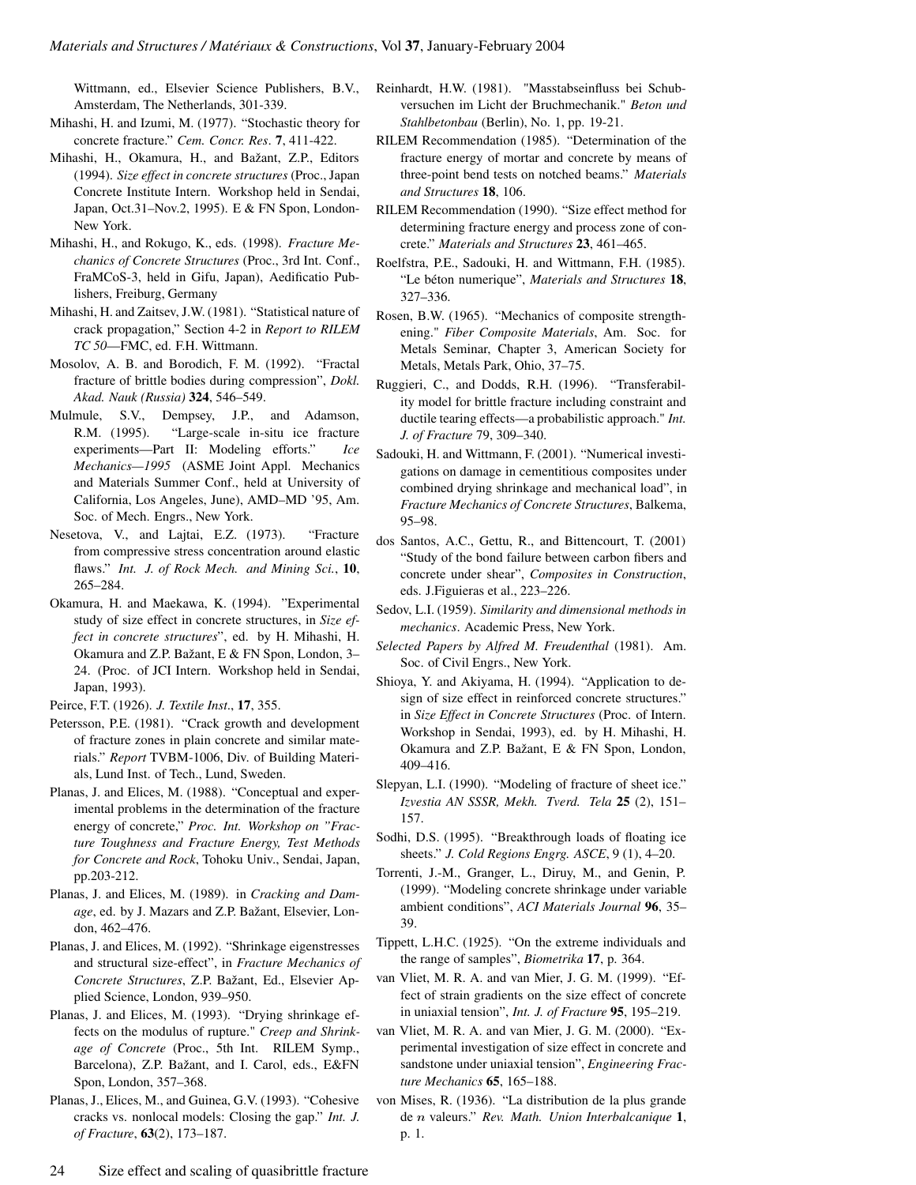Wittmann, ed., Elsevier Science Publishers, B.V., Amsterdam, The Netherlands, 301-339.

Mihashi, H. and Izumi, M. (1977). "Stochastic theory for concrete fracture." *Cem. Concr. Res*. **7**, 411-422.

Mihashi, H., Okamura, H., and Bažant, Z.P., Editors (1994). *Size effect in concrete structures* (Proc., Japan Concrete Institute Intern. Workshop held in Sendai, Japan, Oct.31–Nov.2, 1995). E & FN Spon, London-New York.

Mihashi, H., and Rokugo, K., eds. (1998). *Fracture Mechanics of Concrete Structures* (Proc., 3rd Int. Conf., FraMCoS-3, held in Gifu, Japan), Aedificatio Publishers, Freiburg, Germany

Mihashi, H. and Zaitsev, J.W. (1981). "Statistical nature of crack propagation," Section 4-2 in *Report to RILEM TC 50*—FMC, ed. F.H. Wittmann.

Mosolov, A. B. and Borodich, F. M. (1992). "Fractal fracture of brittle bodies during compression", *Dokl. Akad. Nauk (Russia)* **324**, 546–549.

Mulmule, S.V., Dempsey, J.P., and Adamson, R.M. (1995). "Large-scale in-situ ice fracture experiments—Part II: Modeling efforts." *Ice Mechanics—1995* (ASME Joint Appl. Mechanics and Materials Summer Conf., held at University of California, Los Angeles, June), AMD–MD '95, Am. Soc. of Mech. Engrs., New York.

Nesetova, V., and Lajtai, E.Z. (1973). "Fracture from compressive stress concentration around elastic flaws." *Int. J. of Rock Mech. and Mining Sci.*, **10**, 265–284.

Okamura, H. and Maekawa, K. (1994). "Experimental study of size effect in concrete structures, in *Size effect in concrete structures*", ed. by H. Mihashi, H. Okamura and Z.P. Bažant, E & FN Spon, London, 3–24. (Proc. of JCI Intern. Workshop held in Sendai, Japan, 1993).

Peirce, F.T. (1926). *J. Textile Inst*., **17**, 355.

Petersson, P.E. (1981). "Crack growth and development of fracture zones in plain concrete and similar materials." *Report* TVBM-1006, Div. of Building Materials, Lund Inst. of Tech., Lund, Sweden.

Planas, J. and Elices, M. (1988). "Conceptual and experimental problems in the determination of the fracture energy of concrete," *Proc. Int. Workshop on "Fracture Toughness and Fracture Energy, Test Methods for Concrete and Rock*, Tohoku Univ., Sendai, Japan, pp.203-212.

Planas, J. and Elices, M. (1989). in *Cracking and Damage*, ed. by J. Mazars and Z.P. Bažant, Elsevier, London, 462–476.

Planas, J. and Elices, M. (1992). "Shrinkage eigenstresses and structural size-effect", in *Fracture Mechanics of Concrete Structures*, Z.P. Bažant, Ed., Elsevier Applied Science, London, 939–950.

Planas, J. and Elices, M. (1993). "Drying shrinkage effects on the modulus of rupture." *Creep and Shrinkage of Concrete* (Proc., 5th Int. RILEM Symp., Barcelona), Z.P. Bažant, and I. Carol, eds., E&FN Spon, London, 357–368.

Planas, J., Elices, M., and Guinea, G.V. (1993). "Cohesive cracks vs. nonlocal models: Closing the gap." *Int. J. of Fracture*, **63**(2), 173–187.

Reinhardt, H.W. (1981). "Masstabseinfluss bei Schubversuchen im Licht der Bruchmechanik." *Beton und Stahlbetonbau* (Berlin), No. 1, pp. 19-21.

RILEM Recommendation (1985). "Determination of the fracture energy of mortar and concrete by means of three-point bend tests on notched beams." *Materials and Structures* **18**, 106.

RILEM Recommendation (1990). "Size effect method for determining fracture energy and process zone of concrete." *Materials and Structures* **23**, 461–465.

Roelfstra, P.E., Sadouki, H. and Wittmann, F.H. (1985). "Le béton numerique", *Materials and Structures* **18**, 327–336.

Rosen, B.W. (1965). "Mechanics of composite strengthening." *Fiber Composite Materials*, Am. Soc. for Metals Seminar, Chapter 3, American Society for Metals, Metals Park, Ohio, 37–75.

Ruggieri, C., and Dodds, R.H. (1996). "Transferability model for brittle fracture including constraint and ductile tearing effects—a probabilistic approach." *Int. J. of Fracture* 79, 309–340.

Sadouki, H. and Wittmann, F. (2001). "Numerical investigations on damage in cementitious composites under combined drying shrinkage and mechanical load", in *Fracture Mechanics of Concrete Structures*, Balkema, 95–98.

dos Santos, A.C., Gettu, R., and Bittencourt, T. (2001) "Study of the bond failure between carbon fibers and concrete under shear", *Composites in Construction*, eds. J.Figuieras et al., 223–226.

Sedov, L.I. (1959). *Similarity and dimensional methods in mechanics*. Academic Press, New York.

*Selected Papers by Alfred M. Freudenthal* (1981). Am. Soc. of Civil Engrs., New York.

Shioya, Y. and Akiyama, H. (1994). "Application to design of size effect in reinforced concrete structures." in *Size Effect in Concrete Structures* (Proc. of Intern. Workshop in Sendai, 1993), ed. by H. Mihashi, H. Okamura and Z.P. Bažant, E & FN Spon, London, 409–416.

Slepyan, L.I. (1990). "Modeling of fracture of sheet ice." *Izvestia AN SSSR, Mekh. Tverd. Tela* **25** (2), 151–157.

Sodhi, D.S. (1995). "Breakthrough loads of floating ice sheets." *J. Cold Regions Engrg. ASCE*, 9 (1), 4–20.

Torrenti, J.-M., Granger, L., Diruy, M., and Genin, P. (1999). "Modeling concrete shrinkage under variable ambient conditions", *ACI Materials Journal* **96**, 35–39.

Tippett, L.H.C. (1925). "On the extreme individuals and the range of samples", *Biometrika* **17**, p. 364.

van Vliet, M. R. A. and van Mier, J. G. M. (1999). "Effect of strain gradients on the size effect of concrete in uniaxial tension", *Int. J. of Fracture* **95**, 195–219.

van Vliet, M. R. A. and van Mier, J. G. M. (2000). "Experimental investigation of size effect in concrete and sandstone under uniaxial tension", *Engineering Fracture Mechanics* **65**, 165–188.

von Mises, R. (1936). "La distribution de la plus grande de $n$ valeurs." *Rev. Math. Union Interbalcanique* **1**, p. 1.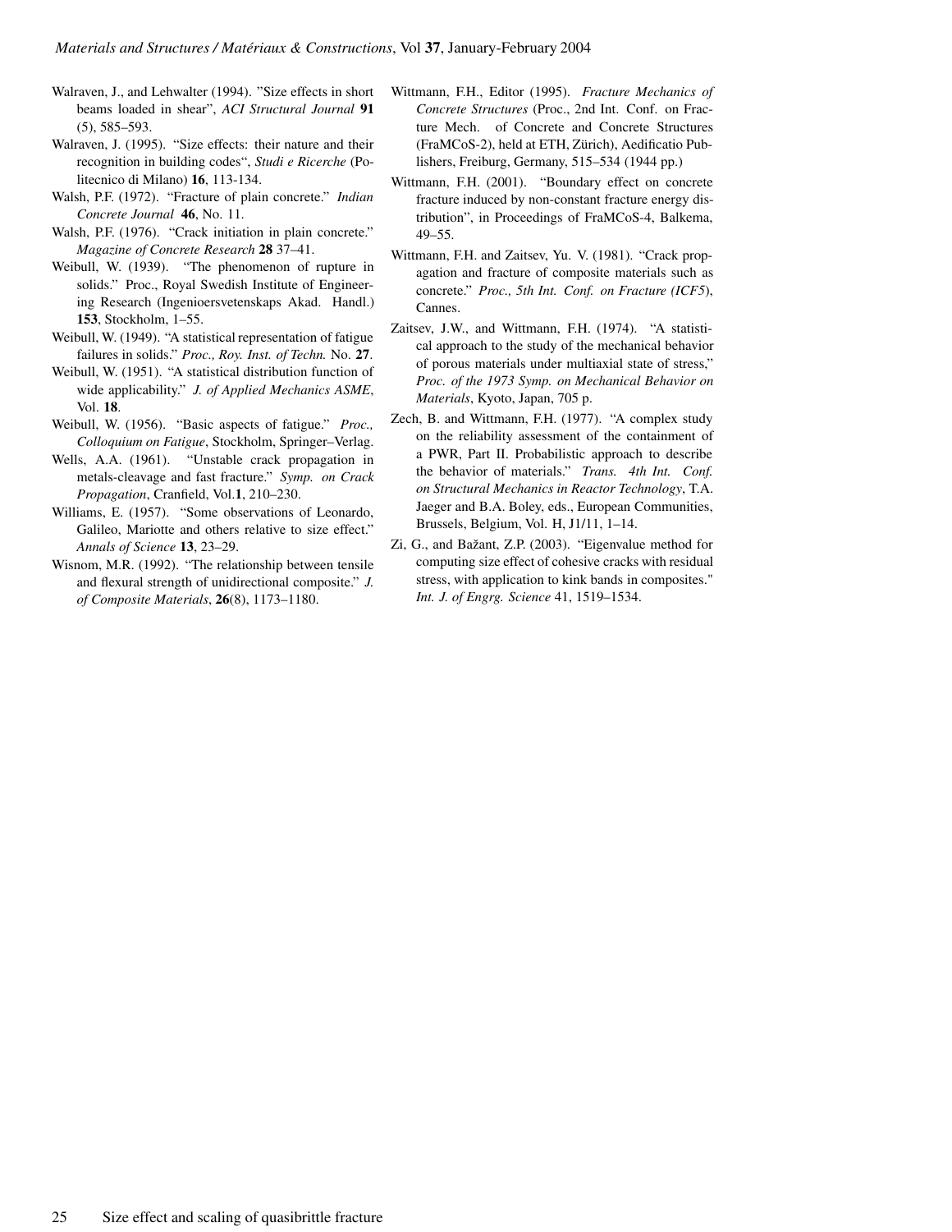Walraven, J., and Lehwalter (1994). "Size effects in short beams loaded in shear", *ACI Structural Journal* **91** (5), 585–593.

Walraven, J. (1995). "Size effects: their nature and their recognition in building codes", *Studi e Ricerche* (Politecnico di Milano) **16**, 113-134.

Walsh, P.F. (1972). "Fracture of plain concrete." *Indian Concrete Journal* **46**, No. 11.

Walsh, P.F. (1976). "Crack initiation in plain concrete." *Magazine of Concrete Research* **28** 37–41.

Weibull, W. (1939). "The phenomenon of rupture in solids." Proc., Royal Swedish Institute of Engineering Research (Ingenioersvetenskaps Akad. Handl.) **153**, Stockholm, 1–55.

Weibull, W. (1949). "A statistical representation of fatigue failures in solids." *Proc., Roy. Inst. of Techn.* No. **27**.

Weibull, W. (1951). "A statistical distribution function of wide applicability." *J. of Applied Mechanics ASME*, Vol. **18**.

Weibull, W. (1956). "Basic aspects of fatigue." *Proc., Colloquium on Fatigue*, Stockholm, Springer–Verlag.

Wells, A.A. (1961). "Unstable crack propagation in metals-cleavage and fast fracture." *Symp. on Crack Propagation*, Cranfield, Vol.**1**, 210–230.

Williams, E. (1957). "Some observations of Leonardo, Galileo, Mariotte and others relative to size effect." *Annals of Science* **13**, 23–29.

Wisnom, M.R. (1992). "The relationship between tensile and flexural strength of unidirectional composite." *J. of Composite Materials*, **26**(8), 1173–1180.

Wittmann, F.H., Editor (1995). *Fracture Mechanics of Concrete Structures* (Proc., 2nd Int. Conf. on Fracture Mech. of Concrete and Concrete Structures (FraMCoS-2), held at ETH, Zürich), Aedificatio Publishers, Freiburg, Germany, 515–534 (1944 pp.)

Wittmann, F.H. (2001). "Boundary effect on concrete fracture induced by non-constant fracture energy distribution", in Proceedings of FraMCoS-4, Balkema, 49–55.

Wittmann, F.H. and Zaitsev, Yu. V. (1981). "Crack propagation and fracture of composite materials such as concrete." *Proc., 5th Int. Conf. on Fracture (ICF5)*, Cannes.

Zaitsev, J.W., and Wittmann, F.H. (1974). "A statistical approach to the study of the mechanical behavior of porous materials under multiaxial state of stress," *Proc. of the 1973 Symp. on Mechanical Behavior on Materials*, Kyoto, Japan, 705 p.

Zech, B. and Wittmann, F.H. (1977). "A complex study on the reliability assessment of the containment of a PWR, Part II. Probabilistic approach to describe the behavior of materials." *Trans. 4th Int. Conf. on Structural Mechanics in Reactor Technology*, T.A. Jaeger and B.A. Boley, eds., European Communities, Brussels, Belgium, Vol. H, J1/11, 1–14.

Zi, G., and Bažant, Z.P. (2003). "Eigenvalue method for computing size effect of cohesive cracks with residual stress, with application to kink bands in composites." *Int. J. of Engrg. Science* 41, 1519–1534.